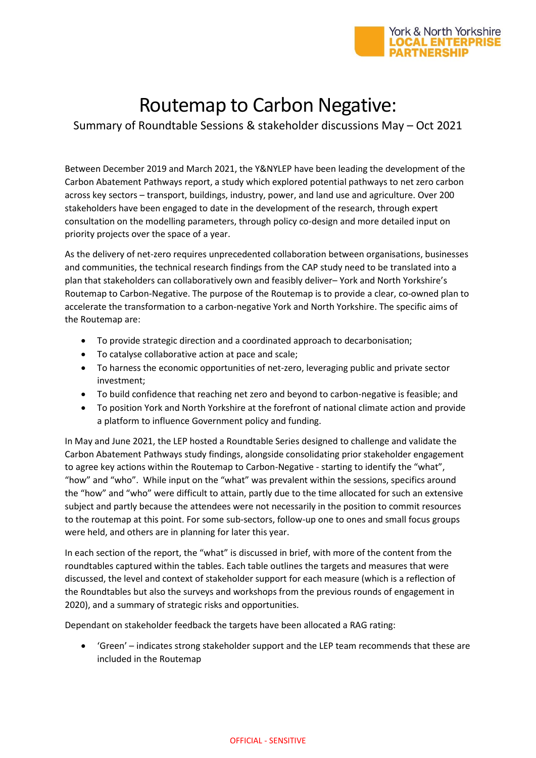York & North Yorkshire
**LOCAL ENTERPRISE PARTNERSHIP**

# Routemap to Carbon Negative:

## Summary of Roundtable Sessions & stakeholder discussions May – Oct 2021

Between December 2019 and March 2021, the Y&NYLEP have been leading the development of the Carbon Abatement Pathways report, a study which explored potential pathways to net zero carbon across key sectors – transport, buildings, industry, power, and land use and agriculture. Over 200 stakeholders have been engaged to date in the development of the research, through expert consultation on the modelling parameters, through policy co-design and more detailed input on priority projects over the space of a year.

As the delivery of net-zero requires unprecedented collaboration between organisations, businesses and communities, the technical research findings from the CAP study need to be translated into a plan that stakeholders can collaboratively own and feasibly deliver– York and North Yorkshire's Routemap to Carbon-Negative. The purpose of the Routemap is to provide a clear, co-owned plan to accelerate the transformation to a carbon-negative York and North Yorkshire. The specific aims of the Routemap are:

- To provide strategic direction and a coordinated approach to decarbonisation;
- To catalyse collaborative action at pace and scale;
- To harness the economic opportunities of net-zero, leveraging public and private sector investment;
- To build confidence that reaching net zero and beyond to carbon-negative is feasible; and
- To position York and North Yorkshire at the forefront of national climate action and provide a platform to influence Government policy and funding.

In May and June 2021, the LEP hosted a Roundtable Series designed to challenge and validate the Carbon Abatement Pathways study findings, alongside consolidating prior stakeholder engagement to agree key actions within the Routemap to Carbon-Negative - starting to identify the "what", "how" and "who". While input on the "what" was prevalent within the sessions, specifics around the "how" and "who" were difficult to attain, partly due to the time allocated for such an extensive subject and partly because the attendees were not necessarily in the position to commit resources to the routemap at this point. For some sub-sectors, follow-up one to ones and small focus groups were held, and others are in planning for later this year.

In each section of the report, the "what" is discussed in brief, with more of the content from the roundtables captured within the tables. Each table outlines the targets and measures that were discussed, the level and context of stakeholder support for each measure (which is a reflection of the Roundtables but also the surveys and workshops from the previous rounds of engagement in 2020), and a summary of strategic risks and opportunities.

Dependant on stakeholder feedback the targets have been allocated a RAG rating:

- 'Green' – indicates strong stakeholder support and the LEP team recommends that these are included in the Routemap

OFFICIAL - SENSITIVE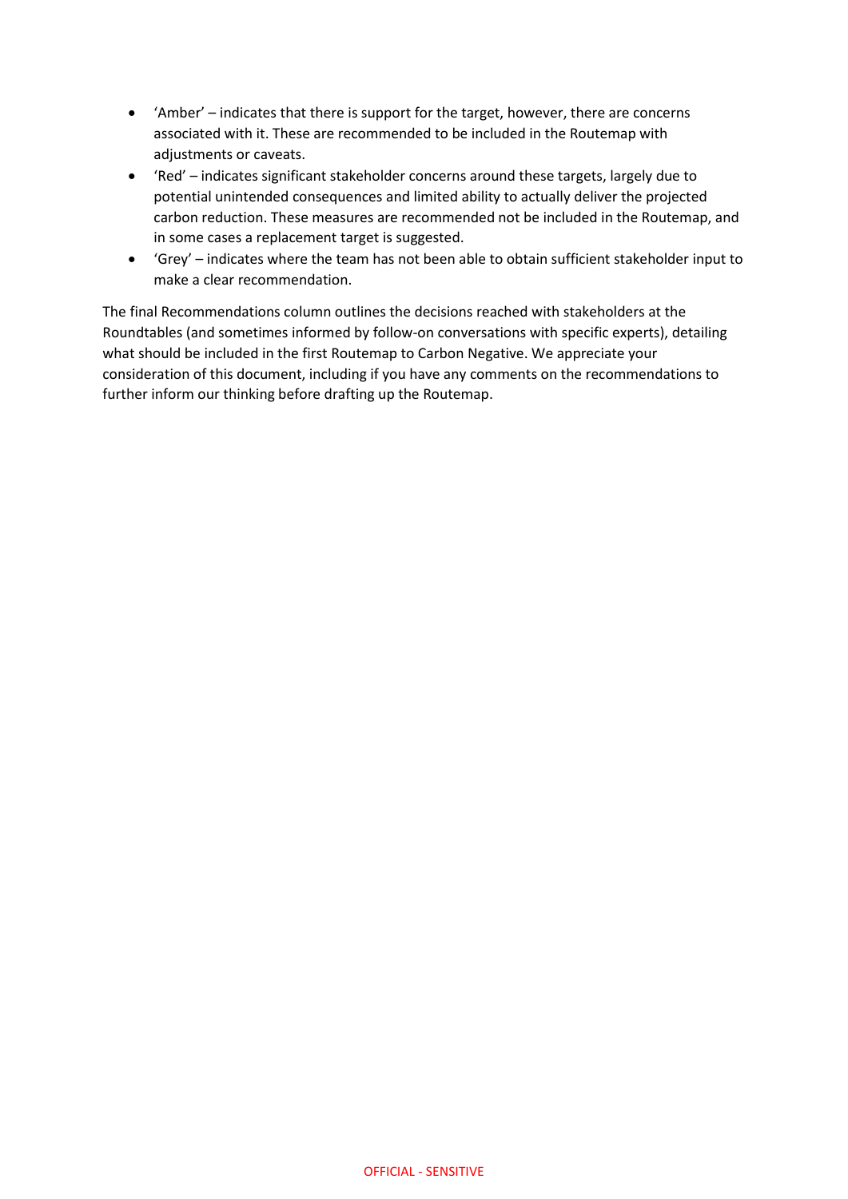- 'Amber' – indicates that there is support for the target, however, there are concerns associated with it. These are recommended to be included in the Routemap with adjustments or caveats.
- 'Red' – indicates significant stakeholder concerns around these targets, largely due to potential unintended consequences and limited ability to actually deliver the projected carbon reduction. These measures are recommended not be included in the Routemap, and in some cases a replacement target is suggested.
- 'Grey' – indicates where the team has not been able to obtain sufficient stakeholder input to make a clear recommendation.

The final Recommendations column outlines the decisions reached with stakeholders at the Roundtables (and sometimes informed by follow-on conversations with specific experts), detailing what should be included in the first Routemap to Carbon Negative. We appreciate your consideration of this document, including if you have any comments on the recommendations to further inform our thinking before drafting up the Routemap.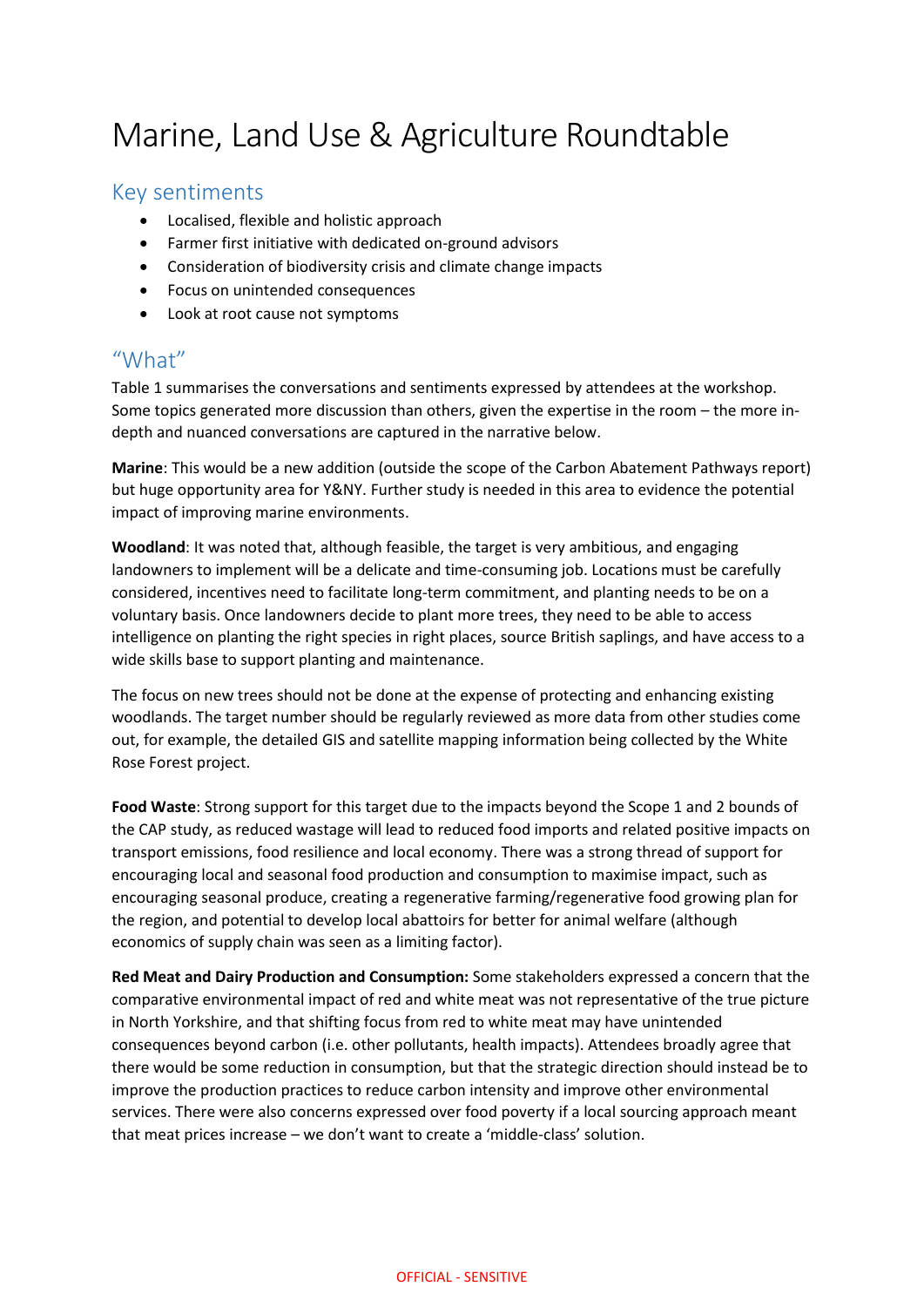# Marine, Land Use & Agriculture Roundtable

## Key sentiments

- Localised, flexible and holistic approach
- Farmer first initiative with dedicated on-ground advisors
- Consideration of biodiversity crisis and climate change impacts
- Focus on unintended consequences
- Look at root cause not symptoms

## "What"

Table 1 summarises the conversations and sentiments expressed by attendees at the workshop. Some topics generated more discussion than others, given the expertise in the room – the more in-depth and nuanced conversations are captured in the narrative below.

**Marine**: This would be a new addition (outside the scope of the Carbon Abatement Pathways report) but huge opportunity area for Y&NY. Further study is needed in this area to evidence the potential impact of improving marine environments.

**Woodland**: It was noted that, although feasible, the target is very ambitious, and engaging landowners to implement will be a delicate and time-consuming job. Locations must be carefully considered, incentives need to facilitate long-term commitment, and planting needs to be on a voluntary basis. Once landowners decide to plant more trees, they need to be able to access intelligence on planting the right species in right places, source British saplings, and have access to a wide skills base to support planting and maintenance.

The focus on new trees should not be done at the expense of protecting and enhancing existing woodlands. The target number should be regularly reviewed as more data from other studies come out, for example, the detailed GIS and satellite mapping information being collected by the White Rose Forest project.

**Food Waste**: Strong support for this target due to the impacts beyond the Scope 1 and 2 bounds of the CAP study, as reduced wastage will lead to reduced food imports and related positive impacts on transport emissions, food resilience and local economy. There was a strong thread of support for encouraging local and seasonal food production and consumption to maximise impact, such as encouraging seasonal produce, creating a regenerative farming/regenerative food growing plan for the region, and potential to develop local abattoirs for better for animal welfare (although economics of supply chain was seen as a limiting factor).

**Red Meat and Dairy Production and Consumption:** Some stakeholders expressed a concern that the comparative environmental impact of red and white meat was not representative of the true picture in North Yorkshire, and that shifting focus from red to white meat may have unintended consequences beyond carbon (i.e. other pollutants, health impacts). Attendees broadly agree that there would be some reduction in consumption, but that the strategic direction should instead be to improve the production practices to reduce carbon intensity and improve other environmental services. There were also concerns expressed over food poverty if a local sourcing approach meant that meat prices increase – we don't want to create a 'middle-class' solution.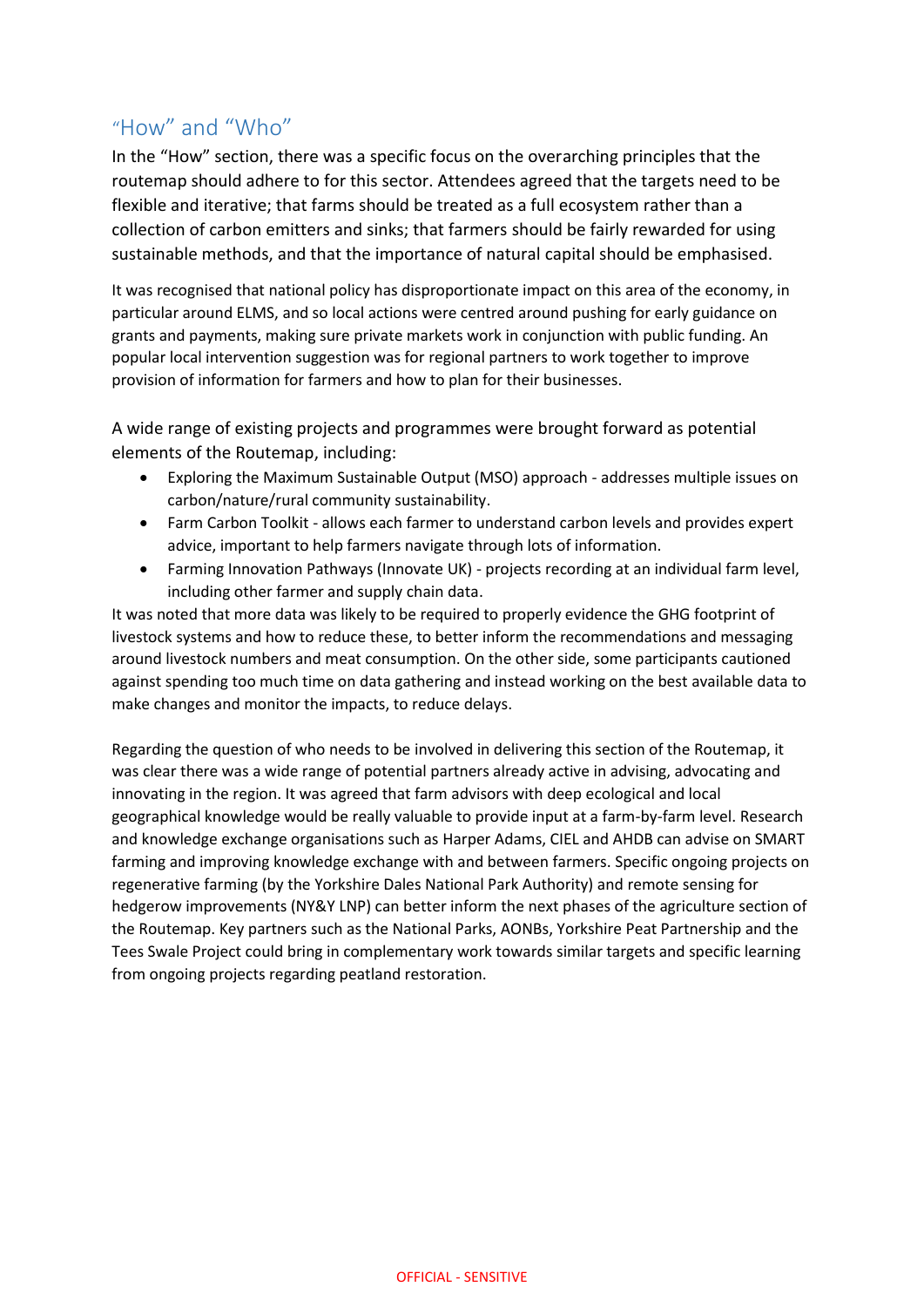## "How" and "Who"

In the "How" section, there was a specific focus on the overarching principles that the routemap should adhere to for this sector. Attendees agreed that the targets need to be flexible and iterative; that farms should be treated as a full ecosystem rather than a collection of carbon emitters and sinks; that farmers should be fairly rewarded for using sustainable methods, and that the importance of natural capital should be emphasised.

It was recognised that national policy has disproportionate impact on this area of the economy, in particular around ELMS, and so local actions were centred around pushing for early guidance on grants and payments, making sure private markets work in conjunction with public funding. An popular local intervention suggestion was for regional partners to work together to improve provision of information for farmers and how to plan for their businesses.

A wide range of existing projects and programmes were brought forward as potential elements of the Routemap, including:

- Exploring the Maximum Sustainable Output (MSO) approach - addresses multiple issues on carbon/nature/rural community sustainability.
- Farm Carbon Toolkit - allows each farmer to understand carbon levels and provides expert advice, important to help farmers navigate through lots of information.
- Farming Innovation Pathways (Innovate UK) - projects recording at an individual farm level, including other farmer and supply chain data.

It was noted that more data was likely to be required to properly evidence the GHG footprint of livestock systems and how to reduce these, to better inform the recommendations and messaging around livestock numbers and meat consumption. On the other side, some participants cautioned against spending too much time on data gathering and instead working on the best available data to make changes and monitor the impacts, to reduce delays.

Regarding the question of who needs to be involved in delivering this section of the Routemap, it was clear there was a wide range of potential partners already active in advising, advocating and innovating in the region. It was agreed that farm advisors with deep ecological and local geographical knowledge would be really valuable to provide input at a farm-by-farm level. Research and knowledge exchange organisations such as Harper Adams, CIEL and AHDB can advise on SMART farming and improving knowledge exchange with and between farmers. Specific ongoing projects on regenerative farming (by the Yorkshire Dales National Park Authority) and remote sensing for hedgerow improvements (NY&Y LNP) can better inform the next phases of the agriculture section of the Routemap. Key partners such as the National Parks, AONBs, Yorkshire Peat Partnership and the Tees Swale Project could bring in complementary work towards similar targets and specific learning from ongoing projects regarding peatland restoration.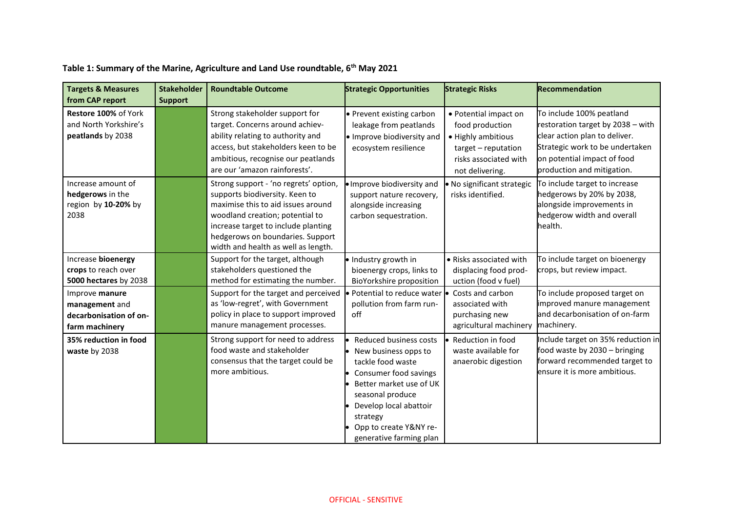**Table 1: Summary of the Marine, Agriculture and Land Use roundtable, 6th May 2021**

| Targets & Measures from CAP report | Stakeholder Support | Roundtable Outcome | Strategic Opportunities | Strategic Risks | Recommendation |
|---|---|---|---|---|---|
| **Restore 100%** of York and North Yorkshire's **peatlands** by 2038 | | Strong stakeholder support for target. Concerns around achiev-ability relating to authority and access, but stakeholders keen to be ambitious, recognise our peatlands are our 'amazon rainforests'. | • Prevent existing carbon leakage from peatlands<br>• Improve biodiversity and ecosystem resilience | • Potential impact on food production<br>• Highly ambitious target – reputation risks associated with not delivering. | To include 100% peatland restoration target by 2038 – with clear action plan to deliver. Strategic work to be undertaken on potential impact of food production and mitigation. |
| Increase amount of **hedgerows** in the region by **10-20%** by 2038 | | Strong support - 'no regrets' option, supports biodiversity. Keen to maximise this to aid issues around woodland creation; potential to increase target to include planting hedgerows on boundaries. Support width and health as well as length. | • Improve biodiversity and support nature recovery, alongside increasing carbon sequestration. | • No significant strategic risks identified. | To include target to increase hedgerows by 20% by 2038, alongside improvements in hedgerow width and overall health. |
| Increase **bioenergy crops** to reach over **5000 hectares** by 2038 | | Support for the target, although stakeholders questioned the method for estimating the number. | • Industry growth in bioenergy crops, links to BioYorkshire proposition | • Risks associated with displacing food prod-uction (food v fuel) | To include target on bioenergy crops, but review impact. |
| Improve **manure management** and **decarbonisation of on-farm machinery** | | Support for the target and perceived as 'low-regret', with Government policy in place to support improved manure management processes. | • Potential to reduce water pollution from farm run-off | • Costs and carbon associated with purchasing new agricultural machinery | To include proposed target on improved manure management and decarbonisation of on-farm machinery. |
| **35% reduction in food waste** by 2038 | | Strong support for need to address food waste and stakeholder consensus that the target could be more ambitious. | • Reduced business costs<br>• New business opps to tackle food waste<br>• Consumer food savings<br>• Better market use of UK seasonal produce<br>• Develop local abattoir strategy<br>• Opp to create Y&NY re-generative farming plan | • Reduction in food waste available for anaerobic digestion | Include target on 35% reduction in food waste by 2030 – bringing forward recommended target to ensure it is more ambitious. |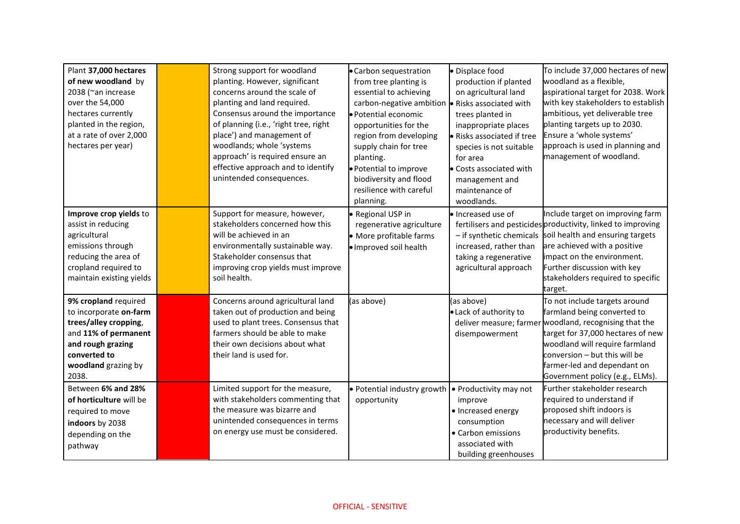| | | | | | |
|---|---|---|---|---|---|
| Plant **37,000 hectares of new woodland** by 2038 (~an increase over the 54,000 hectares currently planted in the region, at a rate of over 2,000 hectares per year) | | Strong support for woodland planting. However, significant concerns around the scale of planting and land required. Consensus around the importance of planning (i.e., 'right tree, right place') and management of woodlands; whole 'systems approach' is required ensure an effective approach and to identify unintended consequences. | • Carbon sequestration from tree planting is essential to achieving carbon-negative ambition<br>• Potential economic opportunities for the region from developing supply chain for tree planting.<br>• Potential to improve biodiversity and flood resilience with careful planning. | • Displace food production if planted on agricultural land<br>• Risks associated with trees planted in inappropriate places<br>• Risks associated if tree species is not suitable for area<br>• Costs associated with management and maintenance of woodlands. | To include 37,000 hectares of new woodland as a flexible, aspirational target for 2038. Work with key stakeholders to establish ambitious, yet deliverable tree planting targets up to 2030. Ensure a 'whole systems' approach is used in planning and management of woodland. |
| **Improve crop yields** to assist in reducing agricultural emissions through reducing the area of cropland required to maintain existing yields | | Support for measure, however, stakeholders concerned how this will be achieved in an environmentally sustainable way. Stakeholder consensus that improving crop yields must improve soil health. | • Regional USP in regenerative agriculture<br>• More profitable farms<br>• Improved soil health | • Increased use of fertilisers and pesticides – if synthetic chemicals increased, rather than taking a regenerative agricultural approach | Include target on improving farm productivity, linked to improving soil health and ensuring targets are achieved with a positive impact on the environment. Further discussion with key stakeholders required to specific target. |
| **9% cropland** required to incorporate **on-farm trees/alley cropping**, and **11% of permanent and rough grazing converted to woodland** grazing by 2038. | | Concerns around agricultural land taken out of production and being used to plant trees. Consensus that farmers should be able to make their own decisions about what their land is used for. | (as above) | (as above)<br>• Lack of authority to deliver measure; farmer disempowerment | To not include targets around farmland being converted to woodland, recognising that the target for 37,000 hectares of new woodland will require farmland conversion – but this will be farmer-led and dependant on Government policy (e.g., ELMs). |
| Between **6% and 28% of horticulture** will be required to move **indoors** by 2038 depending on the pathway | | Limited support for the measure, with stakeholders commenting that the measure was bizarre and unintended consequences in terms on energy use must be considered. | • Potential industry growth opportunity | • Productivity may not improve<br>• Increased energy consumption<br>• Carbon emissions associated with building greenhouses | Further stakeholder research required to understand if proposed shift indoors is necessary and will deliver productivity benefits. |

OFFICIAL - SENSITIVE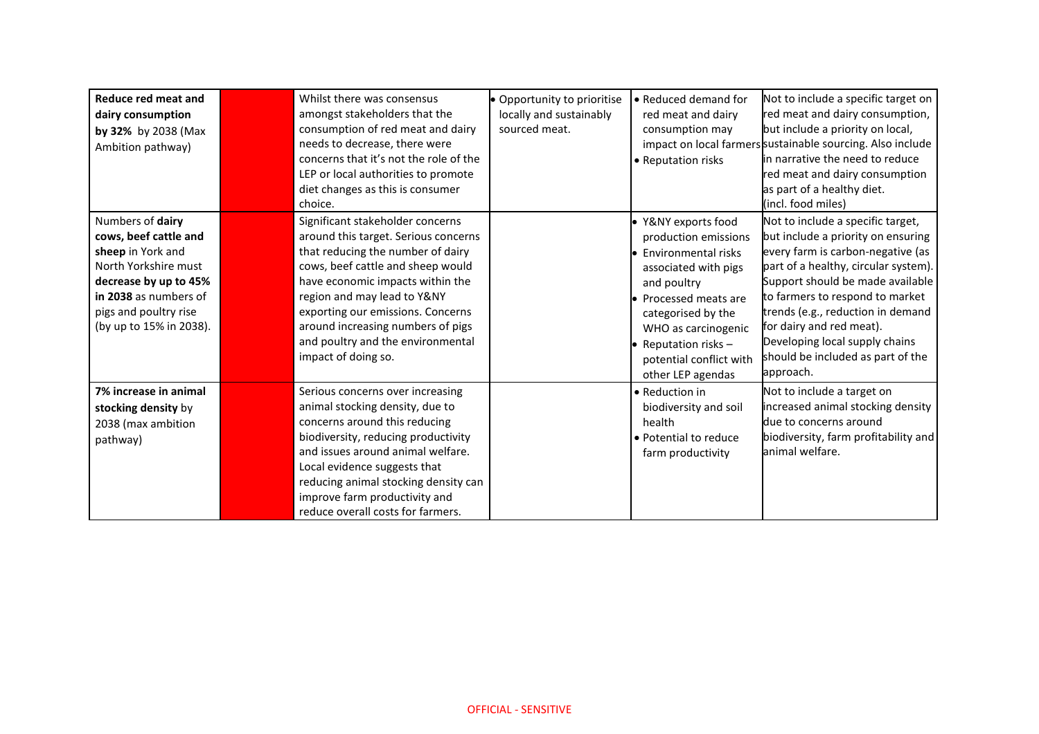| | | | | | |
|---|---|---|---|---|---|
| **Reduce red meat and dairy consumption by 32%** by 2038 (Max Ambition pathway) | | Whilst there was consensus amongst stakeholders that the consumption of red meat and dairy needs to decrease, there were concerns that it's not the role of the LEP or local authorities to promote diet changes as this is consumer choice. | • Opportunity to prioritise locally and sustainably sourced meat. | • Reduced demand for red meat and dairy consumption may impact on local farmers<br>• Reputation risks | Not to include a specific target on red meat and dairy consumption, but include a priority on local, sustainable sourcing. Also include in narrative the need to reduce red meat and dairy consumption as part of a healthy diet. (incl. food miles) |
| Numbers of **dairy cows, beef cattle and sheep** in York and North Yorkshire must **decrease by up to 45% in 2038** as numbers of pigs and poultry rise (by up to 15% in 2038). | | Significant stakeholder concerns around this target. Serious concerns that reducing the number of dairy cows, beef cattle and sheep would have economic impacts within the region and may lead to Y&NY exporting our emissions. Concerns around increasing numbers of pigs and poultry and the environmental impact of doing so. | | • Y&NY exports food production emissions<br>• Environmental risks associated with pigs and poultry<br>• Processed meats are categorised by the WHO as carcinogenic<br>• Reputation risks – potential conflict with other LEP agendas | Not to include a specific target, but include a priority on ensuring every farm is carbon-negative (as part of a healthy, circular system). Support should be made available to farmers to respond to market trends (e.g., reduction in demand for dairy and red meat). Developing local supply chains should be included as part of the approach. |
| **7% increase in animal stocking density** by 2038 (max ambition pathway) | | Serious concerns over increasing animal stocking density, due to concerns around this reducing biodiversity, reducing productivity and issues around animal welfare. Local evidence suggests that reducing animal stocking density can improve farm productivity and reduce overall costs for farmers. | | • Reduction in biodiversity and soil health<br>• Potential to reduce farm productivity | Not to include a target on increased animal stocking density due to concerns around biodiversity, farm profitability and animal welfare. |

OFFICIAL - SENSITIVE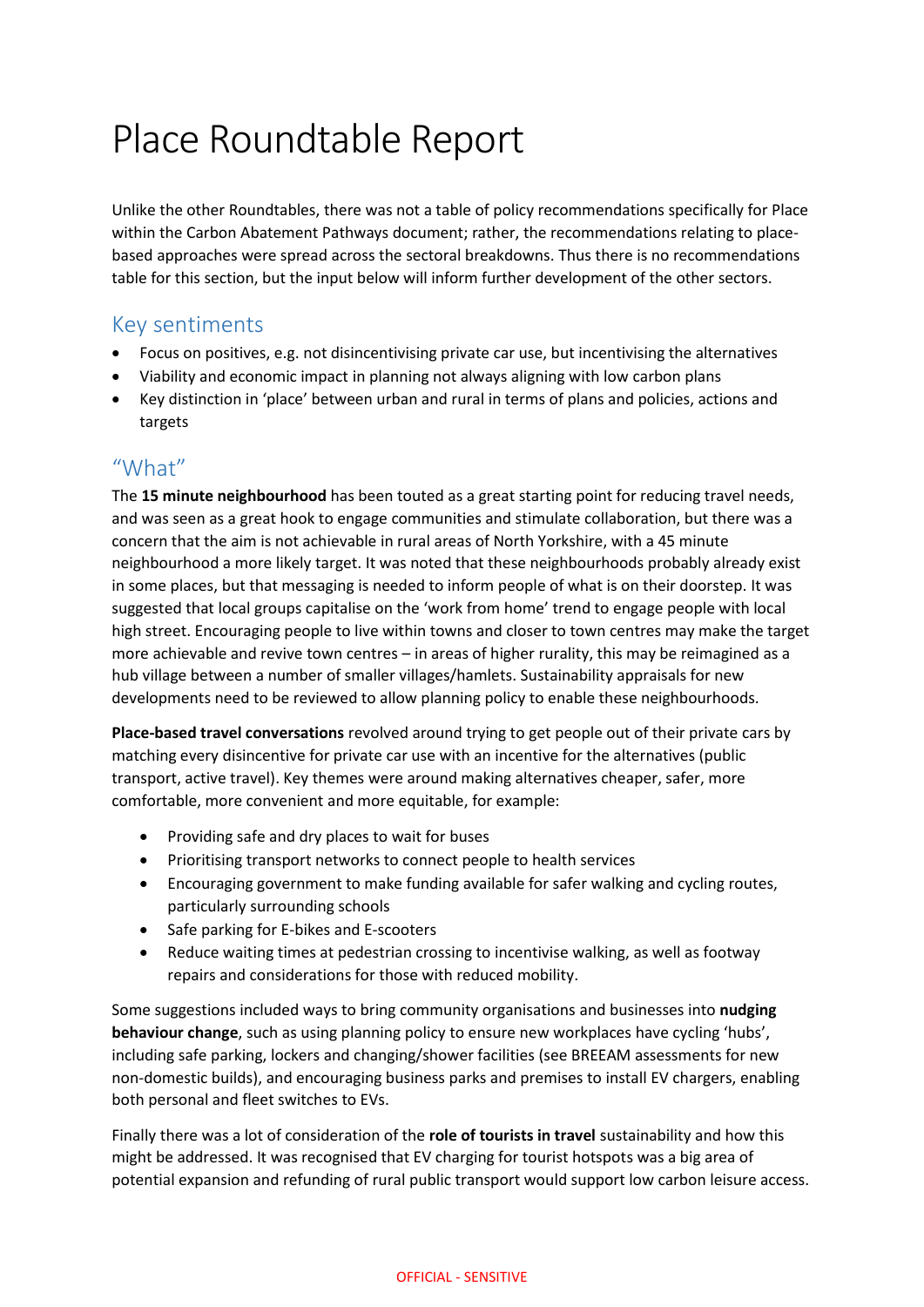# Place Roundtable Report

Unlike the other Roundtables, there was not a table of policy recommendations specifically for Place within the Carbon Abatement Pathways document; rather, the recommendations relating to place-based approaches were spread across the sectoral breakdowns. Thus there is no recommendations table for this section, but the input below will inform further development of the other sectors.

## Key sentiments

- Focus on positives, e.g. not disincentivising private car use, but incentivising the alternatives
- Viability and economic impact in planning not always aligning with low carbon plans
- Key distinction in 'place' between urban and rural in terms of plans and policies, actions and targets

## "What"

The **15 minute neighbourhood** has been touted as a great starting point for reducing travel needs, and was seen as a great hook to engage communities and stimulate collaboration, but there was a concern that the aim is not achievable in rural areas of North Yorkshire, with a 45 minute neighbourhood a more likely target. It was noted that these neighbourhoods probably already exist in some places, but that messaging is needed to inform people of what is on their doorstep. It was suggested that local groups capitalise on the 'work from home' trend to engage people with local high street. Encouraging people to live within towns and closer to town centres may make the target more achievable and revive town centres – in areas of higher rurality, this may be reimagined as a hub village between a number of smaller villages/hamlets. Sustainability appraisals for new developments need to be reviewed to allow planning policy to enable these neighbourhoods.

**Place-based travel conversations** revolved around trying to get people out of their private cars by matching every disincentive for private car use with an incentive for the alternatives (public transport, active travel). Key themes were around making alternatives cheaper, safer, more comfortable, more convenient and more equitable, for example:

- Providing safe and dry places to wait for buses
- Prioritising transport networks to connect people to health services
- Encouraging government to make funding available for safer walking and cycling routes, particularly surrounding schools
- Safe parking for E-bikes and E-scooters
- Reduce waiting times at pedestrian crossing to incentivise walking, as well as footway repairs and considerations for those with reduced mobility.

Some suggestions included ways to bring community organisations and businesses into **nudging behaviour change**, such as using planning policy to ensure new workplaces have cycling 'hubs', including safe parking, lockers and changing/shower facilities (see BREEAM assessments for new non-domestic builds), and encouraging business parks and premises to install EV chargers, enabling both personal and fleet switches to EVs.

Finally there was a lot of consideration of the **role of tourists in travel** sustainability and how this might be addressed. It was recognised that EV charging for tourist hotspots was a big area of potential expansion and refunding of rural public transport would support low carbon leisure access.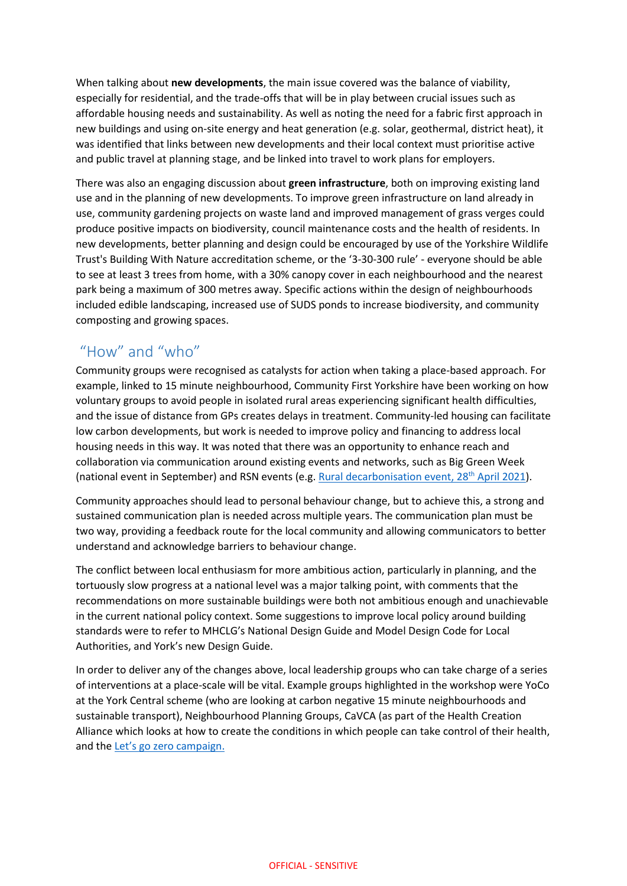When talking about **new developments**, the main issue covered was the balance of viability, especially for residential, and the trade-offs that will be in play between crucial issues such as affordable housing needs and sustainability. As well as noting the need for a fabric first approach in new buildings and using on-site energy and heat generation (e.g. solar, geothermal, district heat), it was identified that links between new developments and their local context must prioritise active and public travel at planning stage, and be linked into travel to work plans for employers.

There was also an engaging discussion about **green infrastructure**, both on improving existing land use and in the planning of new developments. To improve green infrastructure on land already in use, community gardening projects on waste land and improved management of grass verges could produce positive impacts on biodiversity, council maintenance costs and the health of residents. In new developments, better planning and design could be encouraged by use of the Yorkshire Wildlife Trust's Building With Nature accreditation scheme, or the '3-30-300 rule' - everyone should be able to see at least 3 trees from home, with a 30% canopy cover in each neighbourhood and the nearest park being a maximum of 300 metres away. Specific actions within the design of neighbourhoods included edible landscaping, increased use of SUDS ponds to increase biodiversity, and community composting and growing spaces.

## "How" and "who"

Community groups were recognised as catalysts for action when taking a place-based approach. For example, linked to 15 minute neighbourhood, Community First Yorkshire have been working on how voluntary groups to avoid people in isolated rural areas experiencing significant health difficulties, and the issue of distance from GPs creates delays in treatment. Community-led housing can facilitate low carbon developments, but work is needed to improve policy and financing to address local housing needs in this way. It was noted that there was an opportunity to enhance reach and collaboration via communication around existing events and networks, such as Big Green Week (national event in September) and RSN events (e.g. Rural decarbonisation event, 28th April 2021).

Community approaches should lead to personal behaviour change, but to achieve this, a strong and sustained communication plan is needed across multiple years. The communication plan must be two way, providing a feedback route for the local community and allowing communicators to better understand and acknowledge barriers to behaviour change.

The conflict between local enthusiasm for more ambitious action, particularly in planning, and the tortuously slow progress at a national level was a major talking point, with comments that the recommendations on more sustainable buildings were both not ambitious enough and unachievable in the current national policy context. Some suggestions to improve local policy around building standards were to refer to MHCLG's National Design Guide and Model Design Code for Local Authorities, and York's new Design Guide.

In order to deliver any of the changes above, local leadership groups who can take charge of a series of interventions at a place-scale will be vital. Example groups highlighted in the workshop were YoCo at the York Central scheme (who are looking at carbon negative 15 minute neighbourhoods and sustainable transport), Neighbourhood Planning Groups, CaVCA (as part of the Health Creation Alliance which looks at how to create the conditions in which people can take control of their health, and the Let's go zero campaign.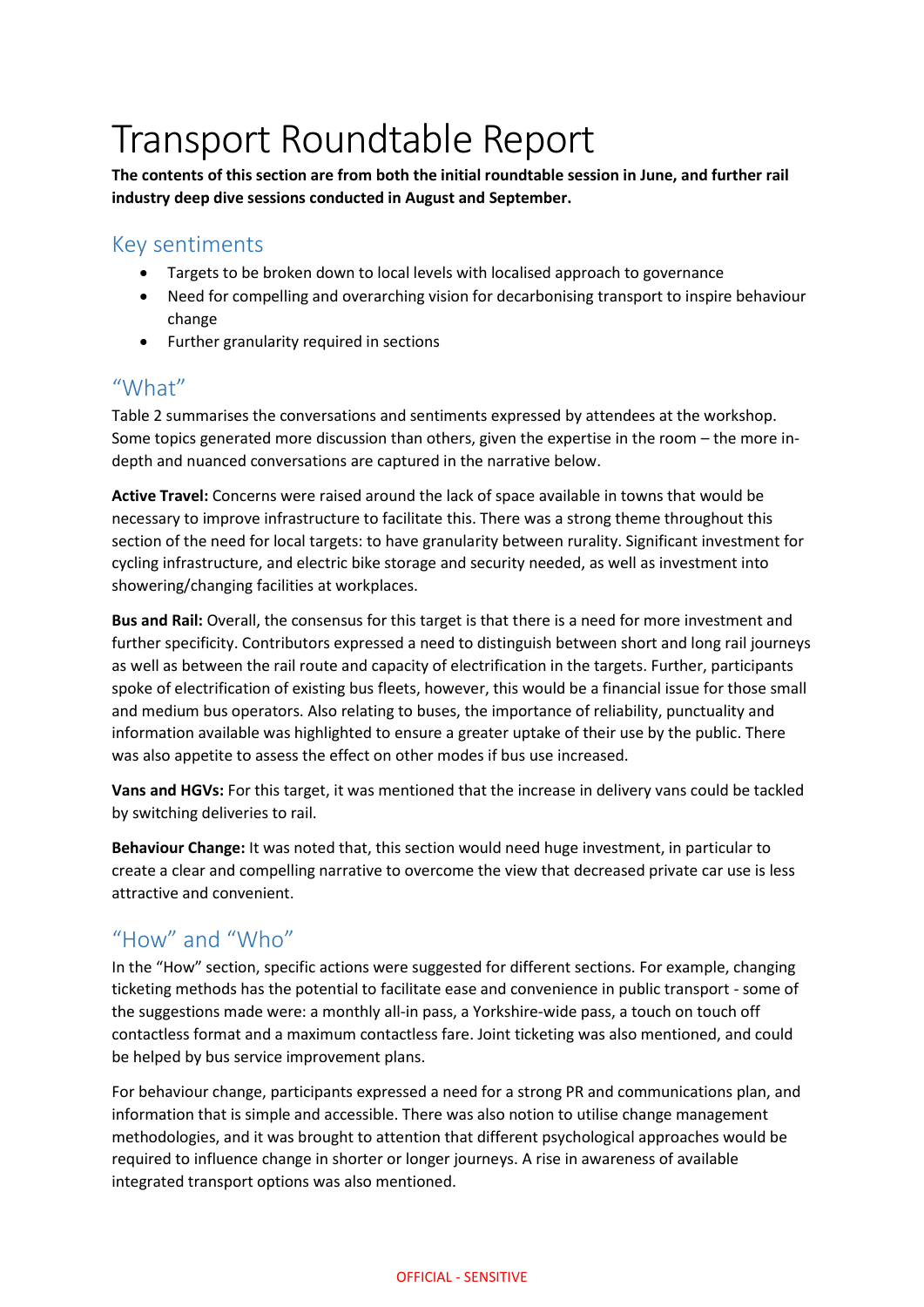# Transport Roundtable Report

**The contents of this section are from both the initial roundtable session in June, and further rail industry deep dive sessions conducted in August and September.**

## Key sentiments

- Targets to be broken down to local levels with localised approach to governance
- Need for compelling and overarching vision for decarbonising transport to inspire behaviour change
- Further granularity required in sections

## "What"

Table 2 summarises the conversations and sentiments expressed by attendees at the workshop. Some topics generated more discussion than others, given the expertise in the room – the more in-depth and nuanced conversations are captured in the narrative below.

**Active Travel:** Concerns were raised around the lack of space available in towns that would be necessary to improve infrastructure to facilitate this. There was a strong theme throughout this section of the need for local targets: to have granularity between rurality. Significant investment for cycling infrastructure, and electric bike storage and security needed, as well as investment into showering/changing facilities at workplaces.

**Bus and Rail:** Overall, the consensus for this target is that there is a need for more investment and further specificity. Contributors expressed a need to distinguish between short and long rail journeys as well as between the rail route and capacity of electrification in the targets. Further, participants spoke of electrification of existing bus fleets, however, this would be a financial issue for those small and medium bus operators. Also relating to buses, the importance of reliability, punctuality and information available was highlighted to ensure a greater uptake of their use by the public. There was also appetite to assess the effect on other modes if bus use increased.

**Vans and HGVs:** For this target, it was mentioned that the increase in delivery vans could be tackled by switching deliveries to rail.

**Behaviour Change:** It was noted that, this section would need huge investment, in particular to create a clear and compelling narrative to overcome the view that decreased private car use is less attractive and convenient.

## "How" and "Who"

In the "How" section, specific actions were suggested for different sections. For example, changing ticketing methods has the potential to facilitate ease and convenience in public transport - some of the suggestions made were: a monthly all-in pass, a Yorkshire-wide pass, a touch on touch off contactless format and a maximum contactless fare. Joint ticketing was also mentioned, and could be helped by bus service improvement plans.

For behaviour change, participants expressed a need for a strong PR and communications plan, and information that is simple and accessible. There was also notion to utilise change management methodologies, and it was brought to attention that different psychological approaches would be required to influence change in shorter or longer journeys. A rise in awareness of available integrated transport options was also mentioned.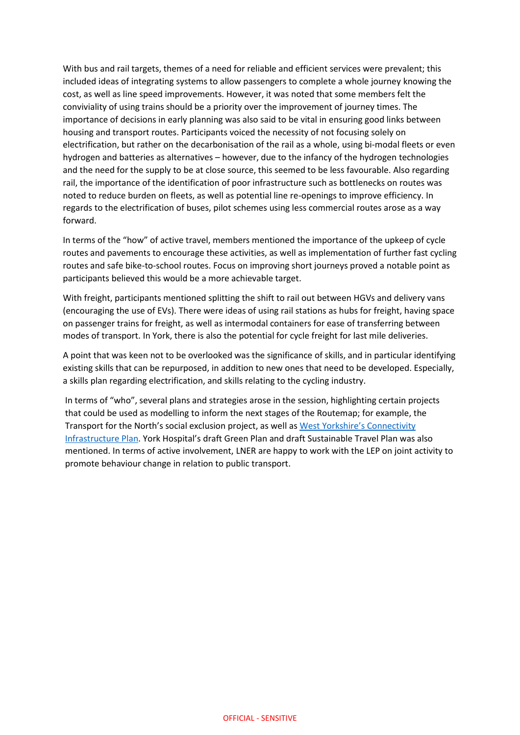With bus and rail targets, themes of a need for reliable and efficient services were prevalent; this included ideas of integrating systems to allow passengers to complete a whole journey knowing the cost, as well as line speed improvements. However, it was noted that some members felt the conviviality of using trains should be a priority over the improvement of journey times. The importance of decisions in early planning was also said to be vital in ensuring good links between housing and transport routes. Participants voiced the necessity of not focusing solely on electrification, but rather on the decarbonisation of the rail as a whole, using bi-modal fleets or even hydrogen and batteries as alternatives – however, due to the infancy of the hydrogen technologies and the need for the supply to be at close source, this seemed to be less favourable. Also regarding rail, the importance of the identification of poor infrastructure such as bottlenecks on routes was noted to reduce burden on fleets, as well as potential line re-openings to improve efficiency. In regards to the electrification of buses, pilot schemes using less commercial routes arose as a way forward.

In terms of the "how" of active travel, members mentioned the importance of the upkeep of cycle routes and pavements to encourage these activities, as well as implementation of further fast cycling routes and safe bike-to-school routes. Focus on improving short journeys proved a notable point as participants believed this would be a more achievable target.

With freight, participants mentioned splitting the shift to rail out between HGVs and delivery vans (encouraging the use of EVs). There were ideas of using rail stations as hubs for freight, having space on passenger trains for freight, as well as intermodal containers for ease of transferring between modes of transport. In York, there is also the potential for cycle freight for last mile deliveries.

A point that was keen not to be overlooked was the significance of skills, and in particular identifying existing skills that can be repurposed, in addition to new ones that need to be developed. Especially, a skills plan regarding electrification, and skills relating to the cycling industry.

In terms of "who", several plans and strategies arose in the session, highlighting certain projects that could be used as modelling to inform the next stages of the Routemap; for example, the Transport for the North's social exclusion project, as well as West Yorkshire's Connectivity Infrastructure Plan. York Hospital's draft Green Plan and draft Sustainable Travel Plan was also mentioned. In terms of active involvement, LNER are happy to work with the LEP on joint activity to promote behaviour change in relation to public transport.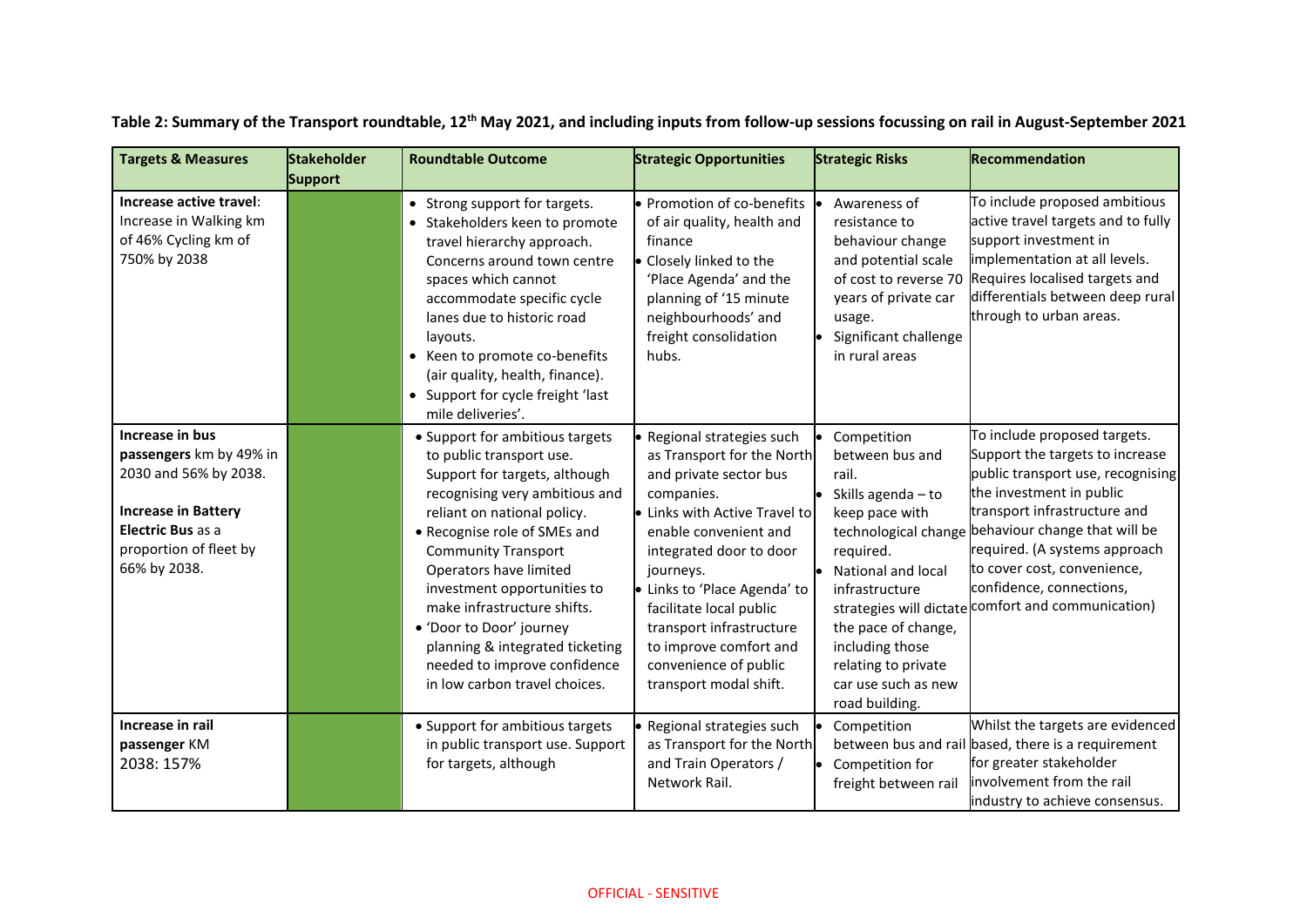**Table 2: Summary of the Transport roundtable, 12th May 2021, and including inputs from follow-up sessions focussing on rail in August-September 2021**

| Targets & Measures | Stakeholder Support | Roundtable Outcome | Strategic Opportunities | Strategic Risks | Recommendation |
|---|---|---|---|---|---|
| **Increase active travel**: Increase in Walking km of 46% Cycling km of 750% by 2038 | | • Strong support for targets.<br>• Stakeholders keen to promote travel hierarchy approach. Concerns around town centre spaces which cannot accommodate specific cycle lanes due to historic road layouts.<br>• Keen to promote co-benefits (air quality, health, finance).<br>• Support for cycle freight 'last mile deliveries'. | • Promotion of co-benefits of air quality, health and finance<br>• Closely linked to the 'Place Agenda' and the planning of '15 minute neighbourhoods' and freight consolidation hubs. | • Awareness of resistance to behaviour change and potential scale of cost to reverse 70 years of private car usage.<br>• Significant challenge in rural areas | To include proposed ambitious active travel targets and to fully support investment in implementation at all levels. Requires localised targets and differentials between deep rural through to urban areas. |
| **Increase in bus passengers** km by 49% in 2030 and 56% by 2038.<br><br>**Increase in Battery Electric Bus** as a proportion of fleet by 66% by 2038. | | • Support for ambitious targets to public transport use. Support for targets, although recognising very ambitious and reliant on national policy.<br>• Recognise role of SMEs and Community Transport Operators have limited investment opportunities to make infrastructure shifts.<br>• 'Door to Door' journey planning & integrated ticketing needed to improve confidence in low carbon travel choices. | • Regional strategies such as Transport for the North and private sector bus companies.<br>• Links with Active Travel to enable convenient and integrated door to door journeys.<br>• Links to 'Place Agenda' to facilitate local public transport infrastructure to improve comfort and convenience of public transport modal shift. | • Competition between bus and rail.<br>• Skills agenda – to keep pace with technological change required.<br>• National and local infrastructure strategies will dictate the pace of change, including those relating to private car use such as new road building. | To include proposed targets. Support the targets to increase public transport use, recognising the investment in public transport infrastructure and behaviour change that will be required. (A systems approach to cover cost, convenience, confidence, connections, comfort and communication) |
| **Increase in rail passenger** KM<br>2038: 157% | | • Support for ambitious targets in public transport use. Support for targets, although | • Regional strategies such as Transport for the North and Train Operators / Network Rail. | • Competition between bus and rail<br>• Competition for freight between rail | Whilst the targets are evidenced based, there is a requirement for greater stakeholder involvement from the rail industry to achieve consensus. |

OFFICIAL - SENSITIVE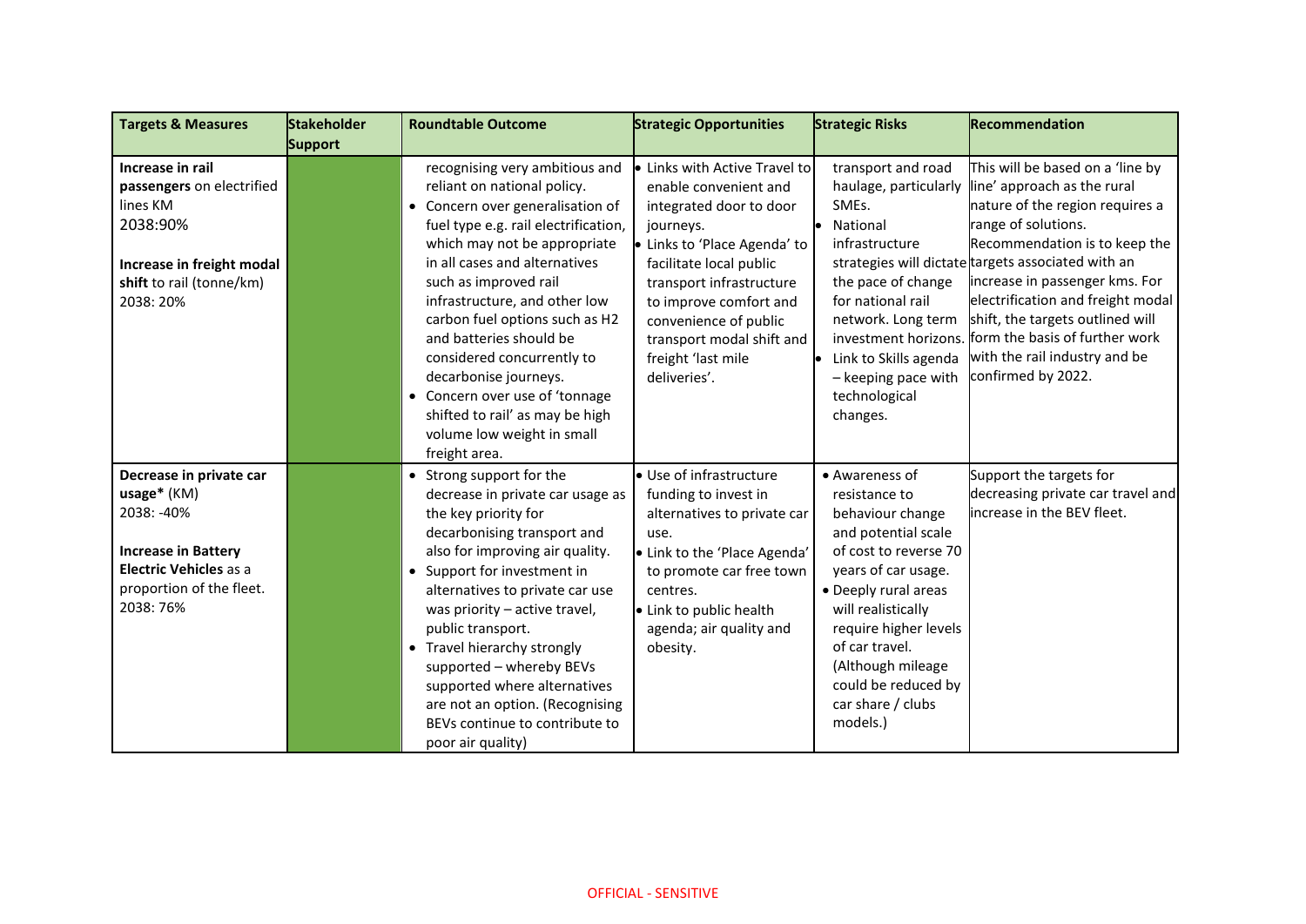| Targets & Measures | Stakeholder Support | Roundtable Outcome | Strategic Opportunities | Strategic Risks | Recommendation |
|---|---|---|---|---|---|
| **Increase in rail passengers** on electrified lines KM<br>2038:90%<br><br>**Increase in freight modal shift** to rail (tonne/km)<br>2038: 20% | | recognising very ambitious and reliant on national policy.<br>• Concern over generalisation of fuel type e.g. rail electrification, which may not be appropriate in all cases and alternatives such as improved rail infrastructure, and other low carbon fuel options such as H2 and batteries should be considered concurrently to decarbonise journeys.<br>• Concern over use of 'tonnage shifted to rail' as may be high volume low weight in small freight area. | • Links with Active Travel to enable convenient and integrated door to door journeys.<br>• Links to 'Place Agenda' to facilitate local public transport infrastructure to improve comfort and convenience of public transport modal shift and freight 'last mile deliveries'. | transport and road haulage, particularly SMEs.<br>• National infrastructure strategies will dictate the pace of change for national rail network. Long term investment horizons.<br>• Link to Skills agenda – keeping pace with technological changes. | This will be based on a 'line by line' approach as the rural nature of the region requires a range of solutions. Recommendation is to keep the targets associated with an increase in passenger kms. For electrification and freight modal shift, the targets outlined will form the basis of further work with the rail industry and be confirmed by 2022. |
| **Decrease in private car usage*** (KM)<br>2038: -40%<br><br>**Increase in Battery Electric Vehicles** as a proportion of the fleet.<br>2038: 76% | | • Strong support for the decrease in private car usage as the key priority for decarbonising transport and also for improving air quality.<br>• Support for investment in alternatives to private car use was priority – active travel, public transport.<br>• Travel hierarchy strongly supported – whereby BEVs supported where alternatives are not an option. (Recognising BEVs continue to contribute to poor air quality) | • Use of infrastructure funding to invest in alternatives to private car use.<br>• Link to the 'Place Agenda' to promote car free town centres.<br>• Link to public health agenda; air quality and obesity. | • Awareness of resistance to behaviour change and potential scale of cost to reverse 70 years of car usage.<br>• Deeply rural areas will realistically require higher levels of car travel. (Although mileage could be reduced by car share / clubs models.) | Support the targets for decreasing private car travel and increase in the BEV fleet. |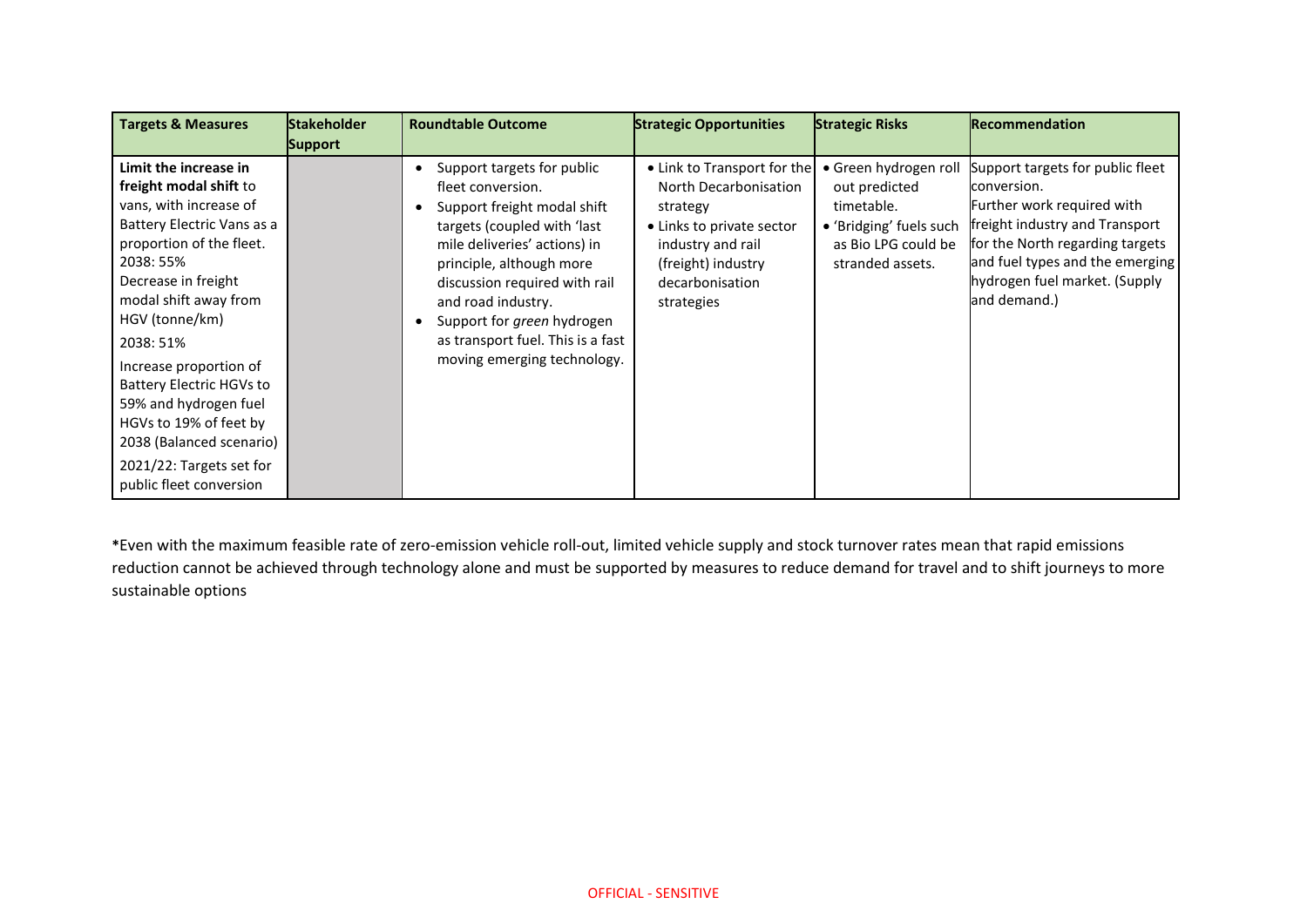| Targets & Measures | Stakeholder Support | Roundtable Outcome | Strategic Opportunities | Strategic Risks | Recommendation |
|---|---|---|---|---|---|
| **Limit the increase in freight modal shift** to vans, with increase of Battery Electric Vans as a proportion of the fleet.<br>2038: 55%<br>Decrease in freight modal shift away from HGV (tonne/km)<br>2038: 51%<br>Increase proportion of Battery Electric HGVs to 59% and hydrogen fuel HGVs to 19% of feet by 2038 (Balanced scenario)<br>2021/22: Targets set for public fleet conversion | | • Support targets for public fleet conversion.<br>• Support freight modal shift targets (coupled with 'last mile deliveries' actions) in principle, although more discussion required with rail and road industry.<br>• Support for *green* hydrogen as transport fuel. This is a fast moving emerging technology. | • Link to Transport for the North Decarbonisation strategy<br>• Links to private sector industry and rail (freight) industry decarbonisation strategies | • Green hydrogen roll out predicted timetable.<br>• 'Bridging' fuels such as Bio LPG could be stranded assets. | Support targets for public fleet conversion.<br>Further work required with freight industry and Transport for the North regarding targets and fuel types and the emerging hydrogen fuel market. (Supply and demand.) |

***Even with the maximum feasible rate of zero-emission vehicle roll-out, limited vehicle supply and stock turnover rates mean that rapid emissions reduction cannot be achieved through technology alone and must be supported by measures to reduce demand for travel and to shift journeys to more sustainable options**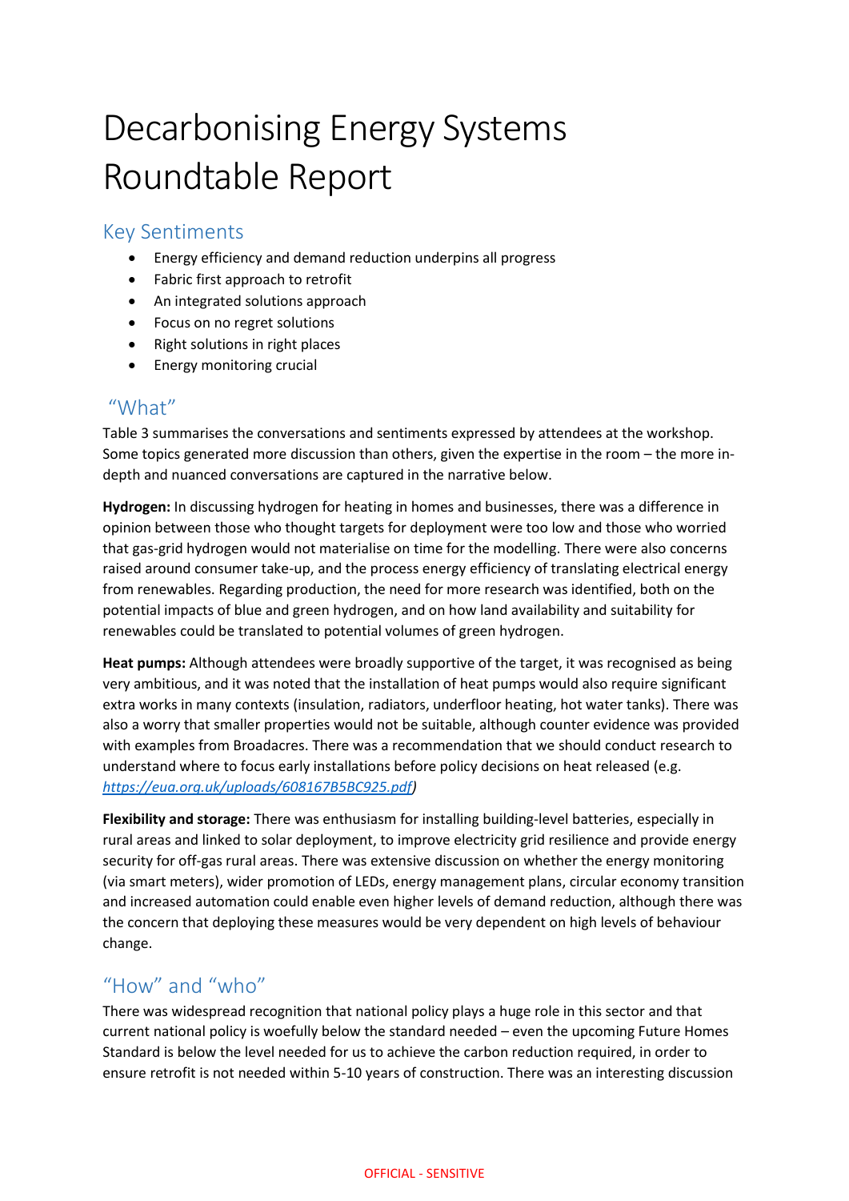# Decarbonising Energy Systems Roundtable Report

## Key Sentiments

- Energy efficiency and demand reduction underpins all progress
- Fabric first approach to retrofit
- An integrated solutions approach
- Focus on no regret solutions
- Right solutions in right places
- Energy monitoring crucial

## "What"

Table 3 summarises the conversations and sentiments expressed by attendees at the workshop. Some topics generated more discussion than others, given the expertise in the room – the more in-depth and nuanced conversations are captured in the narrative below.

**Hydrogen:** In discussing hydrogen for heating in homes and businesses, there was a difference in opinion between those who thought targets for deployment were too low and those who worried that gas-grid hydrogen would not materialise on time for the modelling. There were also concerns raised around consumer take-up, and the process energy efficiency of translating electrical energy from renewables. Regarding production, the need for more research was identified, both on the potential impacts of blue and green hydrogen, and on how land availability and suitability for renewables could be translated to potential volumes of green hydrogen.

**Heat pumps:** Although attendees were broadly supportive of the target, it was recognised as being very ambitious, and it was noted that the installation of heat pumps would also require significant extra works in many contexts (insulation, radiators, underfloor heating, hot water tanks). There was also a worry that smaller properties would not be suitable, although counter evidence was provided with examples from Broadacres. There was a recommendation that we should conduct research to understand where to focus early installations before policy decisions on heat released (e.g. *https://eua.org.uk/uploads/608167B5BC925.pdf*)

**Flexibility and storage:** There was enthusiasm for installing building-level batteries, especially in rural areas and linked to solar deployment, to improve electricity grid resilience and provide energy security for off-gas rural areas. There was extensive discussion on whether the energy monitoring (via smart meters), wider promotion of LEDs, energy management plans, circular economy transition and increased automation could enable even higher levels of demand reduction, although there was the concern that deploying these measures would be very dependent on high levels of behaviour change.

## "How" and "who"

There was widespread recognition that national policy plays a huge role in this sector and that current national policy is woefully below the standard needed – even the upcoming Future Homes Standard is below the level needed for us to achieve the carbon reduction required, in order to ensure retrofit is not needed within 5-10 years of construction. There was an interesting discussion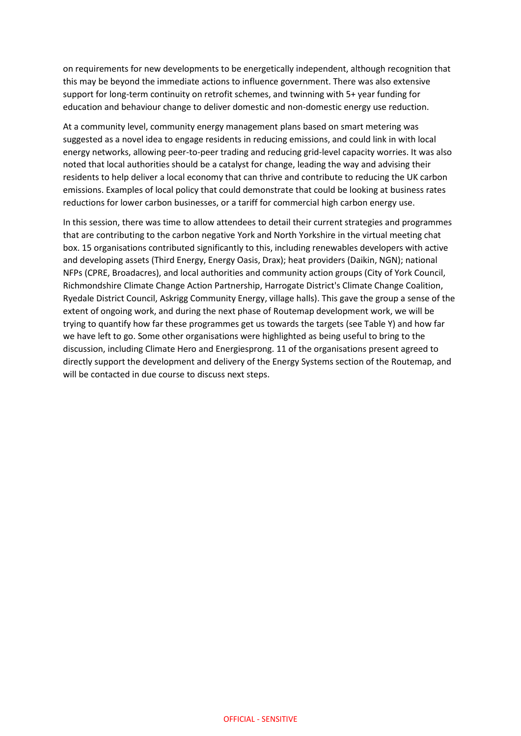on requirements for new developments to be energetically independent, although recognition that this may be beyond the immediate actions to influence government. There was also extensive support for long-term continuity on retrofit schemes, and twinning with 5+ year funding for education and behaviour change to deliver domestic and non-domestic energy use reduction.

At a community level, community energy management plans based on smart metering was suggested as a novel idea to engage residents in reducing emissions, and could link in with local energy networks, allowing peer-to-peer trading and reducing grid-level capacity worries. It was also noted that local authorities should be a catalyst for change, leading the way and advising their residents to help deliver a local economy that can thrive and contribute to reducing the UK carbon emissions. Examples of local policy that could demonstrate that could be looking at business rates reductions for lower carbon businesses, or a tariff for commercial high carbon energy use.

In this session, there was time to allow attendees to detail their current strategies and programmes that are contributing to the carbon negative York and North Yorkshire in the virtual meeting chat box. 15 organisations contributed significantly to this, including renewables developers with active and developing assets (Third Energy, Energy Oasis, Drax); heat providers (Daikin, NGN); national NFPs (CPRE, Broadacres), and local authorities and community action groups (City of York Council, Richmondshire Climate Change Action Partnership, Harrogate District's Climate Change Coalition, Ryedale District Council, Askrigg Community Energy, village halls). This gave the group a sense of the extent of ongoing work, and during the next phase of Routemap development work, we will be trying to quantify how far these programmes get us towards the targets (see Table Y) and how far we have left to go. Some other organisations were highlighted as being useful to bring to the discussion, including Climate Hero and Energiesprong. 11 of the organisations present agreed to directly support the development and delivery of the Energy Systems section of the Routemap, and will be contacted in due course to discuss next steps.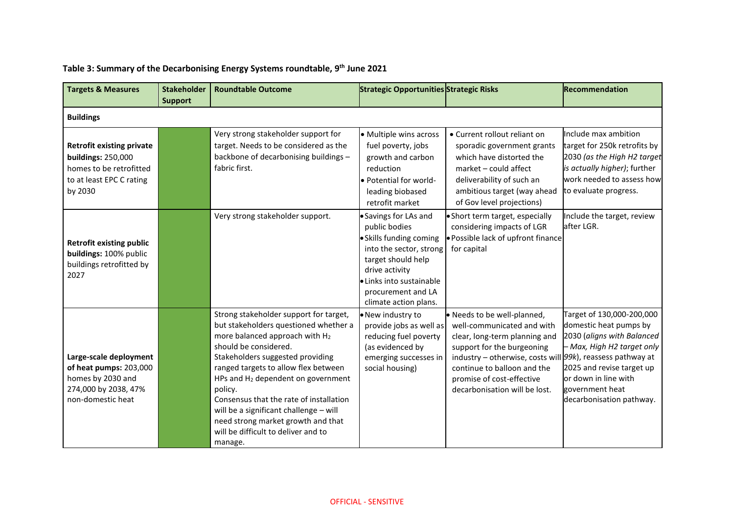**Table 3: Summary of the Decarbonising Energy Systems roundtable, 9th June 2021**

| Targets & Measures | Stakeholder Support | Roundtable Outcome | Strategic Opportunities | Strategic Risks | Recommendation |
|---|---|---|---|---|---|
| **Buildings** | | | | | |
| **Retrofit existing private buildings:** 250,000 homes to be retrofitted to at least EPC C rating by 2030 | | Very strong stakeholder support for target. Needs to be considered as the backbone of decarbonising buildings – fabric first. | • Multiple wins across fuel poverty, jobs growth and carbon reduction<br>• Potential for world-leading biobased retrofit market | • Current rollout reliant on sporadic government grants which have distorted the market – could affect deliverability of such an ambitious target (way ahead of Gov level projections) | Include max ambition target for 250k retrofits by 2030 *(as the High H2 target is actually higher)*; further work needed to assess how to evaluate progress. |
| **Retrofit existing public buildings:** 100% public buildings retrofitted by 2027 | | Very strong stakeholder support. | • Savings for LAs and public bodies<br>• Skills funding coming into the sector, strong target should help drive activity<br>• Links into sustainable procurement and LA climate action plans. | • Short term target, especially considering impacts of LGR<br>• Possible lack of upfront finance for capital | Include the target, review after LGR. |
| **Large-scale deployment of heat pumps:** 203,000 homes by 2030 and 274,000 by 2038, 47% non-domestic heat | | Strong stakeholder support for target, but stakeholders questioned whether a more balanced approach with $H_2$ should be considered.<br>Stakeholders suggested providing ranged targets to allow flex between HPs and $H_2$ dependent on government policy.<br>Consensus that the rate of installation will be a significant challenge – will need strong market growth and that will be difficult to deliver and to manage. | • New industry to provide jobs as well as reducing fuel poverty (as evidenced by emerging successes in social housing) | • Needs to be well-planned, well-communicated and with clear, long-term planning and support for the burgeoning industry – otherwise, costs will continue to balloon and the promise of cost-effective decarbonisation will be lost. | Target of 130,000-200,000 domestic heat pumps by 2030 (*aligns with Balanced – Max, High H2 target only 99k*), reassess pathway at 2025 and revise target up or down in line with government heat decarbonisation pathway. |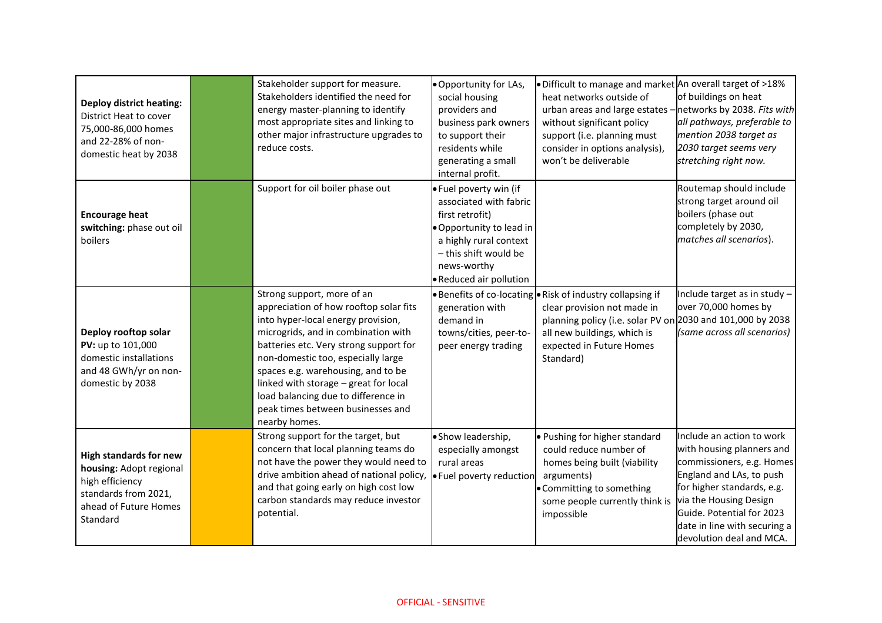| | | | | | |
|---|---|---|---|---|---|
| **Deploy district heating:** District Heat to cover 75,000-86,000 homes and 22-28% of non-domestic heat by 2038 | | Stakeholder support for measure. Stakeholders identified the need for energy master-planning to identify most appropriate sites and linking to other major infrastructure upgrades to reduce costs. | • Opportunity for LAs, social housing providers and business park owners to support their residents while generating a small internal profit. | • Difficult to manage and market heat networks outside of urban areas and large estates – without significant policy support (i.e. planning must consider in options analysis), won't be deliverable | An overall target of >18% of buildings on heat networks by 2038. *Fits with all pathways, preferable to mention 2038 target as 2030 target seems very stretching right now.* |
| **Encourage heat switching:** phase out oil boilers | | Support for oil boiler phase out | • Fuel poverty win (if associated with fabric first retrofit)<br>• Opportunity to lead in a highly rural context – this shift would be news-worthy<br>• Reduced air pollution | | Routemap should include strong target around oil boilers (phase out completely by 2030, *matches all scenarios*). |
| **Deploy rooftop solar PV:** up to 101,000 domestic installations and 48 GWh/yr on non-domestic by 2038 | | Strong support, more of an appreciation of how rooftop solar fits into hyper-local energy provision, microgrids, and in combination with batteries etc. Very strong support for non-domestic too, especially large spaces e.g. warehousing, and to be linked with storage – great for local load balancing due to difference in peak times between businesses and nearby homes. | • Benefits of co-locating generation with demand in towns/cities, peer-to-peer energy trading | • Risk of industry collapsing if clear provision not made in planning policy (i.e. solar PV on all new buildings, which is expected in Future Homes Standard) | Include target as in study – over 70,000 homes by 2030 and 101,000 by 2038 *(same across all scenarios)* |
| **High standards for new housing:** Adopt regional high efficiency standards from 2021, ahead of Future Homes Standard | | Strong support for the target, but concern that local planning teams do not have the power they would need to drive ambition ahead of national policy, and that going early on high cost low carbon standards may reduce investor potential. | • Show leadership, especially amongst rural areas<br>• Fuel poverty reduction | • Pushing for higher standard could reduce number of homes being built (viability arguments)<br>• Committing to something some people currently think is impossible | Include an action to work with housing planners and commissioners, e.g. Homes England and LAs, to push for higher standards, e.g. via the Housing Design Guide. Potential for 2023 date in line with securing a devolution deal and MCA. |

OFFICIAL - SENSITIVE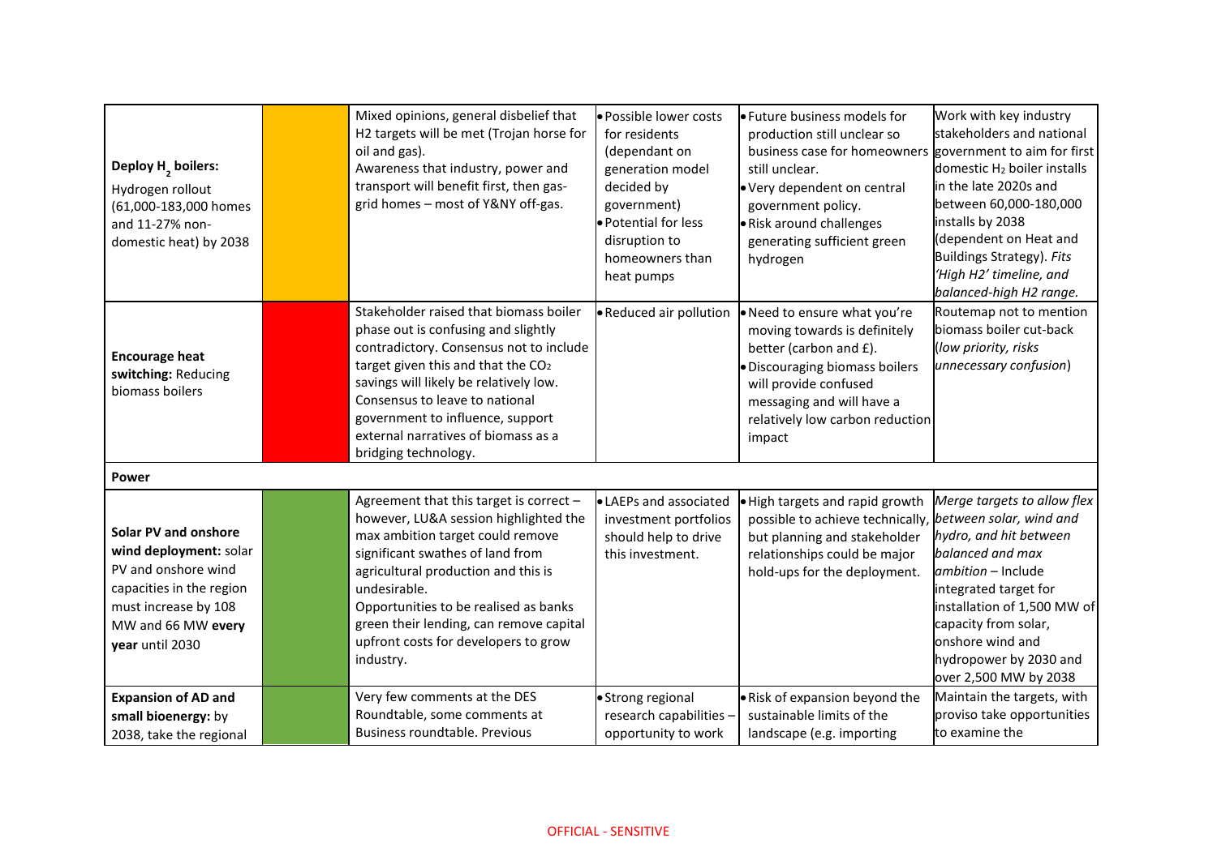| | | | | | |
|---|---|---|---|---|---|
| **Deploy $H_2$ boilers:** Hydrogen rollout (61,000-183,000 homes and 11-27% non-domestic heat) by 2038 | | Mixed opinions, general disbelief that H2 targets will be met (Trojan horse for oil and gas). Awareness that industry, power and transport will benefit first, then gas-grid homes – most of Y&NY off-gas. | • Possible lower costs for residents (dependant on generation model decided by government)<br>• Potential for less disruption to homeowners than heat pumps | • Future business models for production still unclear so business case for homeowners still unclear.<br>• Very dependent on central government policy.<br>• Risk around challenges generating sufficient green hydrogen | Work with key industry stakeholders and national government to aim for first domestic $H_2$ boiler installs in the late 2020s and between 60,000-180,000 installs by 2038 (dependent on Heat and Buildings Strategy). *Fits 'High H2' timeline, and balanced-high H2 range.* |
| **Encourage heat switching:** Reducing biomass boilers | | Stakeholder raised that biomass boiler phase out is confusing and slightly contradictory. Consensus not to include target given this and that the $CO_2$ savings will likely be relatively low. Consensus to leave to national government to influence, support external narratives of biomass as a bridging technology. | • Reduced air pollution | • Need to ensure what you're moving towards is definitely better (carbon and £).<br>• Discouraging biomass boilers will provide confused messaging and will have a relatively low carbon reduction impact | Routemap not to mention biomass boiler cut-back (*low priority, risks unnecessary confusion*) |
| **Power** | | | | | |
| **Solar PV and onshore wind deployment:** solar PV and onshore wind capacities in the region must increase by 108 MW and 66 MW **every year** until 2030 | | Agreement that this target is correct – however, LU&A session highlighted the max ambition target could remove significant swathes of land from agricultural production and this is undesirable.<br>Opportunities to be realised as banks green their lending, can remove capital upfront costs for developers to grow industry. | • LAEPs and associated investment portfolios should help to drive this investment. | • High targets and rapid growth possible to achieve technically, but planning and stakeholder relationships could be major hold-ups for the deployment. | *Merge targets to allow flex between solar, wind and hydro, and hit between balanced and max ambition* – Include integrated target for installation of 1,500 MW of capacity from solar, onshore wind and hydropower by 2030 and over 2,500 MW by 2038 |
| **Expansion of AD and small bioenergy:** by 2038, take the regional | | Very few comments at the DES Roundtable, some comments at Business roundtable. Previous | • Strong regional research capabilities – opportunity to work | • Risk of expansion beyond the sustainable limits of the landscape (e.g. importing | Maintain the targets, with proviso take opportunities to examine the |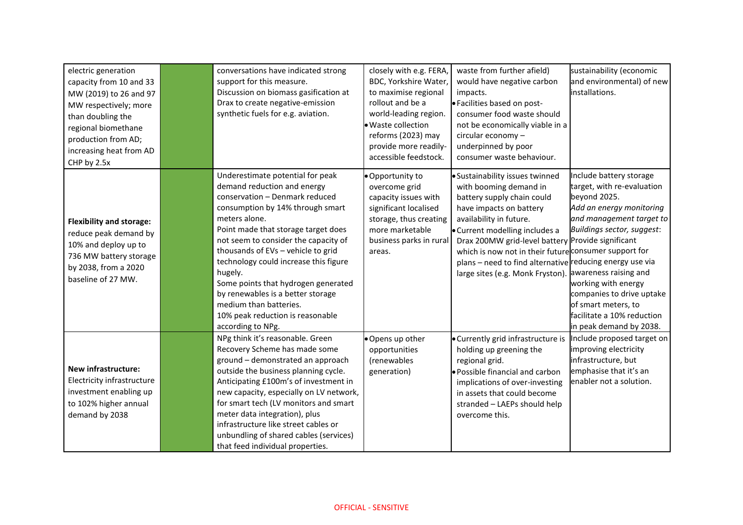| | | | | | |
|---|---|---|---|---|---|
| electric generation capacity from 10 and 33 MW (2019) to 26 and 97 MW respectively; more than doubling the regional biomethane production from AD; increasing heat from AD CHP by 2.5x | | conversations have indicated strong support for this measure.<br>Discussion on biomass gasification at Drax to create negative-emission synthetic fuels for e.g. aviation. | closely with e.g. FERA, BDC, Yorkshire Water, to maximise regional rollout and be a world-leading region.<br>• Waste collection reforms (2023) may provide more readily-accessible feedstock. | waste from further afield) would have negative carbon impacts.<br>• Facilities based on post-consumer food waste should not be economically viable in a circular economy – underpinned by poor consumer waste behaviour. | sustainability (economic and environmental) of new installations. |
| **Flexibility and storage:** reduce peak demand by 10% and deploy up to 736 MW battery storage by 2038, from a 2020 baseline of 27 MW. | | Underestimate potential for peak demand reduction and energy conservation – Denmark reduced consumption by 14% through smart meters alone.<br>Point made that storage target does not seem to consider the capacity of thousands of EVs – vehicle to grid technology could increase this figure hugely.<br>Some points that hydrogen generated by renewables is a better storage medium than batteries.<br>10% peak reduction is reasonable according to NPg. | • Opportunity to overcome grid capacity issues with significant localised storage, thus creating more marketable business parks in rural areas. | • Sustainability issues twinned with booming demand in battery supply chain could have impacts on battery availability in future.<br>• Current modelling includes a Drax 200MW grid-level battery which is now not in their future plans – need to find alternative large sites (e.g. Monk Fryston). | Include battery storage target, with re-evaluation beyond 2025.<br>*Add an energy monitoring and management target to Buildings sector, suggest*: Provide significant consumer support for reducing energy use via awareness raising and working with energy companies to drive uptake of smart meters, to facilitate a 10% reduction in peak demand by 2038. |
| **New infrastructure:** Electricity infrastructure investment enabling up to 102% higher annual demand by 2038 | | NPg think it's reasonable. Green Recovery Scheme has made some ground – demonstrated an approach outside the business planning cycle. Anticipating £100m's of investment in new capacity, especially on LV network, for smart tech (LV monitors and smart meter data integration), plus infrastructure like street cables or unbundling of shared cables (services) that feed individual properties. | • Opens up other opportunities (renewables generation) | • Currently grid infrastructure is holding up greening the regional grid.<br>• Possible financial and carbon implications of over-investing in assets that could become stranded – LAEPs should help overcome this. | Include proposed target on improving electricity infrastructure, but emphasise that it's an enabler not a solution. |

OFFICIAL - SENSITIVE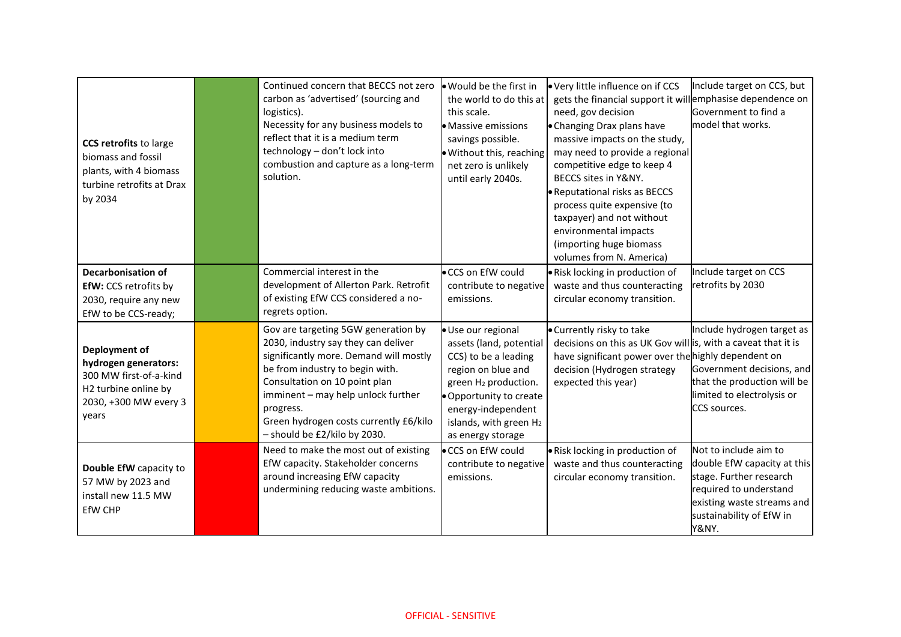| | | | | | |
|---|---|---|---|---|---|
| **CCS retrofits** to large biomass and fossil plants, with 4 biomass turbine retrofits at Drax by 2034 | | Continued concern that BECCS not zero carbon as 'advertised' (sourcing and logistics).<br>Necessity for any business models to reflect that it is a medium term technology – don't lock into combustion and capture as a long-term solution. | • Would be the first in the world to do this at this scale.<br>• Massive emissions savings possible.<br>• Without this, reaching net zero is unlikely until early 2040s. | • Very little influence on if CCS gets the financial support it will need, gov decision<br>• Changing Drax plans have massive impacts on the study, may need to provide a regional competitive edge to keep 4 BECCS sites in Y&NY.<br>• Reputational risks as BECCS process quite expensive (to taxpayer) and not without environmental impacts (importing huge biomass volumes from N. America) | Include target on CCS, but emphasise dependence on Government to find a model that works. |
| **Decarbonisation of EfW:** CCS retrofits by 2030, require any new EfW to be CCS-ready; | | Commercial interest in the development of Allerton Park. Retrofit of existing EfW CCS considered a no-regrets option. | • CCS on EfW could contribute to negative emissions. | • Risk locking in production of waste and thus counteracting circular economy transition. | Include target on CCS retrofits by 2030 |
| **Deployment of hydrogen generators:** 300 MW first-of-a-kind H2 turbine online by 2030, +300 MW every 3 years | | Gov are targeting 5GW generation by 2030, industry say they can deliver significantly more. Demand will mostly be from industry to begin with.<br>Consultation on 10 point plan imminent – may help unlock further progress.<br>Green hydrogen costs currently £6/kilo – should be £2/kilo by 2030. | • Use our regional assets (land, potential CCS) to be a leading region on blue and green $H_2$ production.<br>• Opportunity to create energy-independent islands, with green $H_2$ as energy storage | • Currently risky to take decisions on this as UK Gov will have significant power over the decision (Hydrogen strategy expected this year) | Include hydrogen target as is, with a caveat that it is highly dependent on Government decisions, and that the production will be limited to electrolysis or CCS sources. |
| **Double EfW** capacity to 57 MW by 2023 and install new 11.5 MW EfW CHP | | Need to make the most out of existing EfW capacity. Stakeholder concerns around increasing EfW capacity undermining reducing waste ambitions. | • CCS on EfW could contribute to negative emissions. | • Risk locking in production of waste and thus counteracting circular economy transition. | Not to include aim to double EfW capacity at this stage. Further research required to understand existing waste streams and sustainability of EfW in Y&NY. |

OFFICIAL - SENSITIVE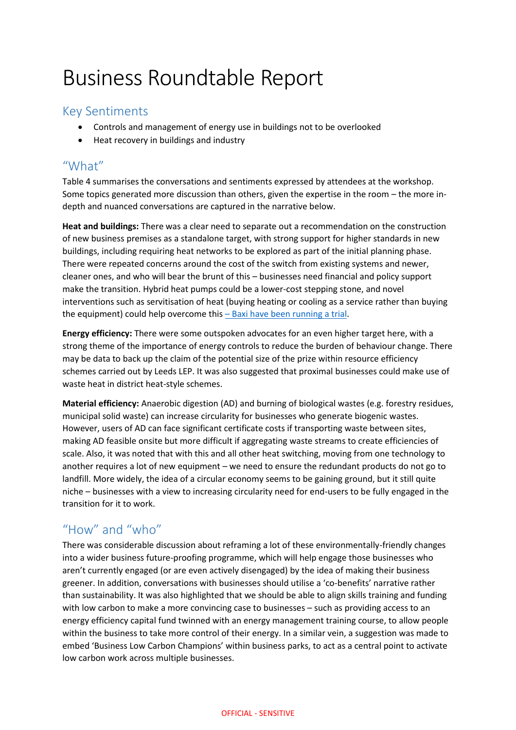# Business Roundtable Report

## Key Sentiments

- Controls and management of energy use in buildings not to be overlooked
- Heat recovery in buildings and industry

## "What"

Table 4 summarises the conversations and sentiments expressed by attendees at the workshop. Some topics generated more discussion than others, given the expertise in the room – the more in-depth and nuanced conversations are captured in the narrative below.

**Heat and buildings:** There was a clear need to separate out a recommendation on the construction of new business premises as a standalone target, with strong support for higher standards in new buildings, including requiring heat networks to be explored as part of the initial planning phase. There were repeated concerns around the cost of the switch from existing systems and newer, cleaner ones, and who will bear the brunt of this – businesses need financial and policy support make the transition. Hybrid heat pumps could be a lower-cost stepping stone, and novel interventions such as servitisation of heat (buying heating or cooling as a service rather than buying the equipment) could help overcome this – Baxi have been running a trial.

**Energy efficiency:** There were some outspoken advocates for an even higher target here, with a strong theme of the importance of energy controls to reduce the burden of behaviour change. There may be data to back up the claim of the potential size of the prize within resource efficiency schemes carried out by Leeds LEP. It was also suggested that proximal businesses could make use of waste heat in district heat-style schemes.

**Material efficiency:** Anaerobic digestion (AD) and burning of biological wastes (e.g. forestry residues, municipal solid waste) can increase circularity for businesses who generate biogenic wastes. However, users of AD can face significant certificate costs if transporting waste between sites, making AD feasible onsite but more difficult if aggregating waste streams to create efficiencies of scale. Also, it was noted that with this and all other heat switching, moving from one technology to another requires a lot of new equipment – we need to ensure the redundant products do not go to landfill. More widely, the idea of a circular economy seems to be gaining ground, but it still quite niche – businesses with a view to increasing circularity need for end-users to be fully engaged in the transition for it to work.

## "How" and "who"

There was considerable discussion about reframing a lot of these environmentally-friendly changes into a wider business future-proofing programme, which will help engage those businesses who aren't currently engaged (or are even actively disengaged) by the idea of making their business greener. In addition, conversations with businesses should utilise a 'co-benefits' narrative rather than sustainability. It was also highlighted that we should be able to align skills training and funding with low carbon to make a more convincing case to businesses – such as providing access to an energy efficiency capital fund twinned with an energy management training course, to allow people within the business to take more control of their energy. In a similar vein, a suggestion was made to embed 'Business Low Carbon Champions' within business parks, to act as a central point to activate low carbon work across multiple businesses.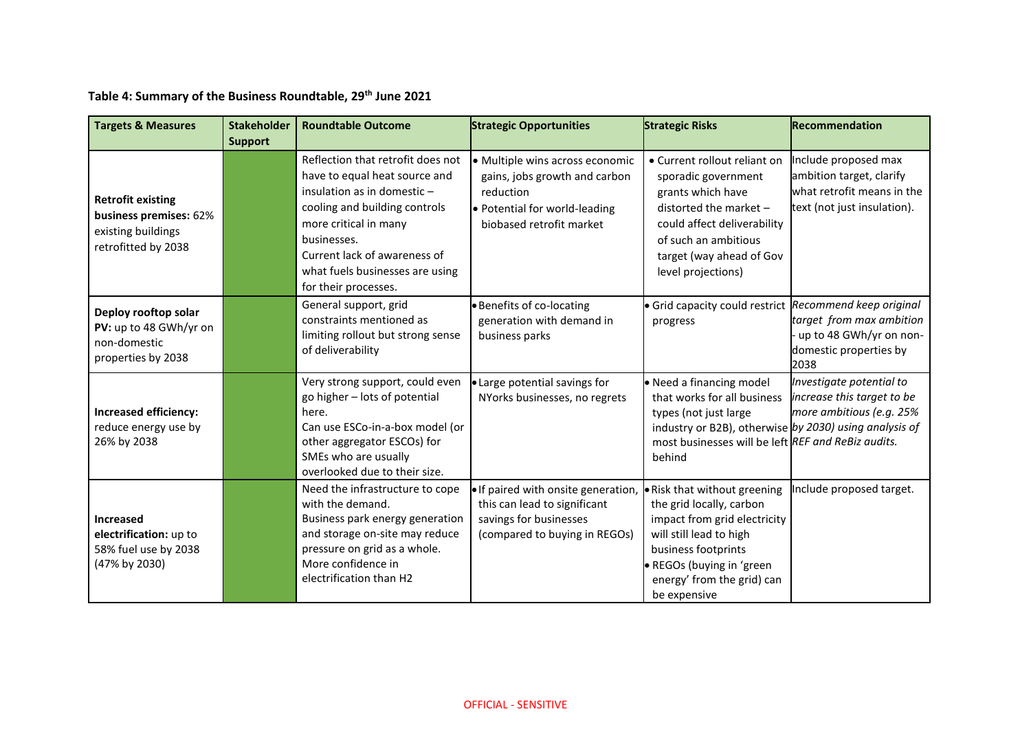**Table 4: Summary of the Business Roundtable, 29th June 2021**

| Targets & Measures | Stakeholder Support | Roundtable Outcome | Strategic Opportunities | Strategic Risks | Recommendation |
|---|---|---|---|---|---|
| **Retrofit existing business premises:** 62% existing buildings retrofitted by 2038 | | Reflection that retrofit does not have to equal heat source and insulation as in domestic – cooling and building controls more critical in many businesses. Current lack of awareness of what fuels businesses are using for their processes. | • Multiple wins across economic gains, jobs growth and carbon reduction • Potential for world-leading biobased retrofit market | • Current rollout reliant on sporadic government grants which have distorted the market – could affect deliverability of such an ambitious target (way ahead of Gov level projections) | Include proposed max ambition target, clarify what retrofit means in the text (not just insulation). |
| **Deploy rooftop solar PV:** up to 48 GWh/yr on non-domestic properties by 2038 | | General support, grid constraints mentioned as limiting rollout but strong sense of deliverability | • Benefits of co-locating generation with demand in business parks | • Grid capacity could restrict progress | *Recommend keep original target from max ambition - up to 48 GWh/yr on non-domestic properties by 2038* |
| **Increased efficiency:** reduce energy use by 26% by 2038 | | Very strong support, could even go higher – lots of potential here. Can use ESCo-in-a-box model (or other aggregator ESCOs) for SMEs who are usually overlooked due to their size. | • Large potential savings for NYorks businesses, no regrets | • Need a financing model that works for all business types (not just large industry or B2B), otherwise most businesses will be left behind | *Investigate potential to increase this target to be more ambitious (e.g. 25% by 2030) using analysis of REF and ReBiz audits.* |
| **Increased electrification:** up to 58% fuel use by 2038 (47% by 2030) | | Need the infrastructure to cope with the demand. Business park energy generation and storage on-site may reduce pressure on grid as a whole. More confidence in electrification than H2 | • If paired with onsite generation, this can lead to significant savings for businesses (compared to buying in REGOs) | • Risk that without greening the grid locally, carbon impact from grid electricity will still lead to high business footprints • REGOs (buying in 'green energy' from the grid) can be expensive | Include proposed target. |

OFFICIAL - SENSITIVE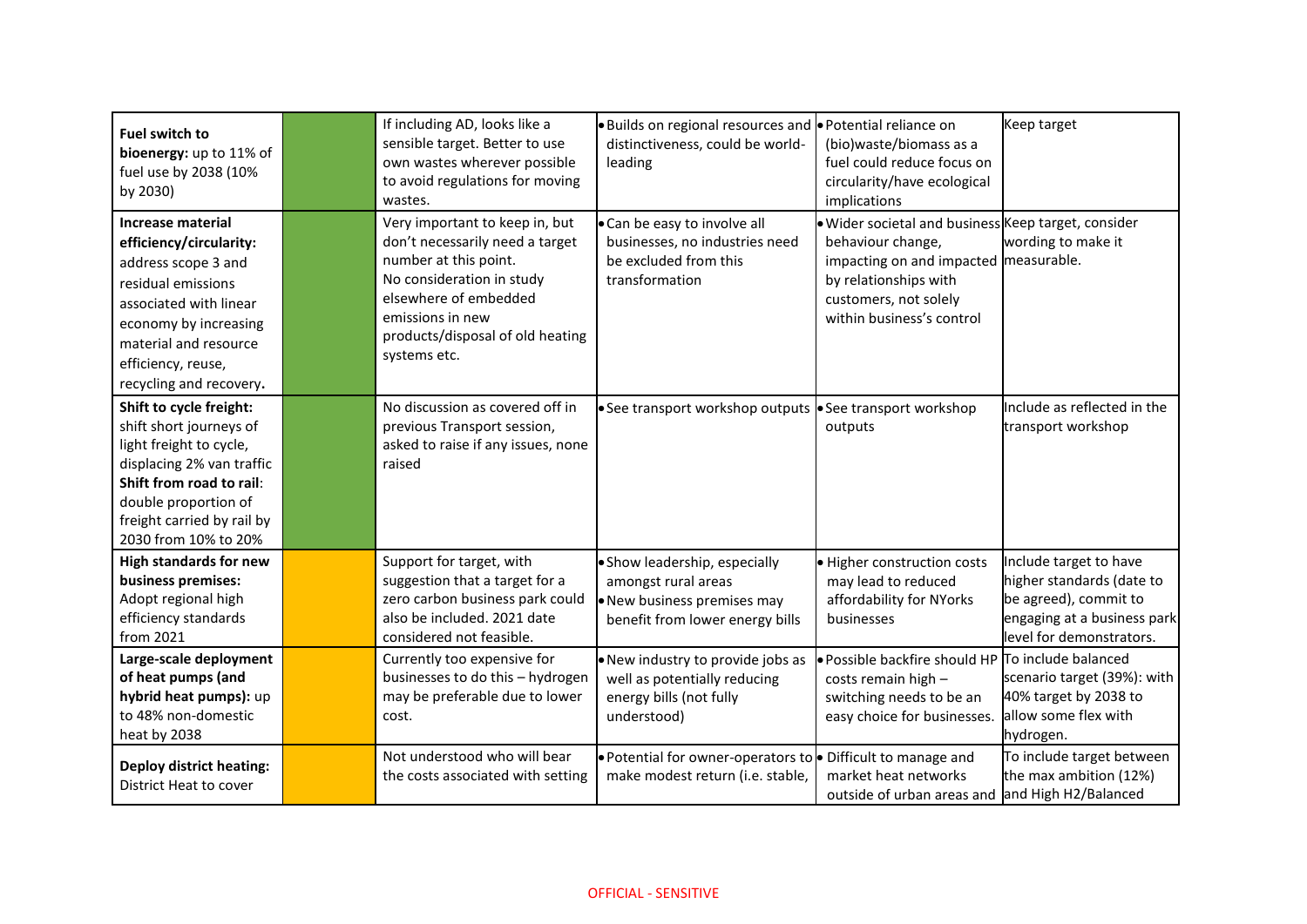| | | | | | |
|---|---|---|---|---|---|
| **Fuel switch to bioenergy:** up to 11% of fuel use by 2038 (10% by 2030) | | If including AD, looks like a sensible target. Better to use own wastes wherever possible to avoid regulations for moving wastes. | • Builds on regional resources and distinctiveness, could be world-leading | • Potential reliance on (bio)waste/biomass as a fuel could reduce focus on circularity/have ecological implications | Keep target |
| **Increase material efficiency/circularity:** address scope 3 and residual emissions associated with linear economy by increasing material and resource efficiency, reuse, recycling and recovery**.** | | Very important to keep in, but don't necessarily need a target number at this point. No consideration in study elsewhere of embedded emissions in new products/disposal of old heating systems etc. | • Can be easy to involve all businesses, no industries need be excluded from this transformation | • Wider societal and business behaviour change, impacting on and impacted by relationships with customers, not solely within business's control | Keep target, consider wording to make it measurable. |
| **Shift to cycle freight:** shift short journeys of light freight to cycle, displacing 2% van traffic **Shift from road to rail**: double proportion of freight carried by rail by 2030 from 10% to 20% | | No discussion as covered off in previous Transport session, asked to raise if any issues, none raised | • See transport workshop outputs | • See transport workshop outputs | Include as reflected in the transport workshop |
| **High standards for new business premises:** Adopt regional high efficiency standards from 2021 | | Support for target, with suggestion that a target for a zero carbon business park could also be included. 2021 date considered not feasible. | • Show leadership, especially amongst rural areas<br>• New business premises may benefit from lower energy bills | • Higher construction costs may lead to reduced affordability for NYorks businesses | Include target to have higher standards (date to be agreed), commit to engaging at a business park level for demonstrators. |
| **Large-scale deployment of heat pumps (and hybrid heat pumps):** up to 48% non-domestic heat by 2038 | | Currently too expensive for businesses to do this – hydrogen may be preferable due to lower cost. | • New industry to provide jobs as well as potentially reducing energy bills (not fully understood) | • Possible backfire should HP costs remain high – switching needs to be an easy choice for businesses. | To include balanced scenario target (39%): with 40% target by 2038 to allow some flex with hydrogen. |
| **Deploy district heating:** District Heat to cover | | Not understood who will bear the costs associated with setting | • Potential for owner-operators to make modest return (i.e. stable, | • Difficult to manage and market heat networks outside of urban areas and | To include target between the max ambition (12%) and High H2/Balanced |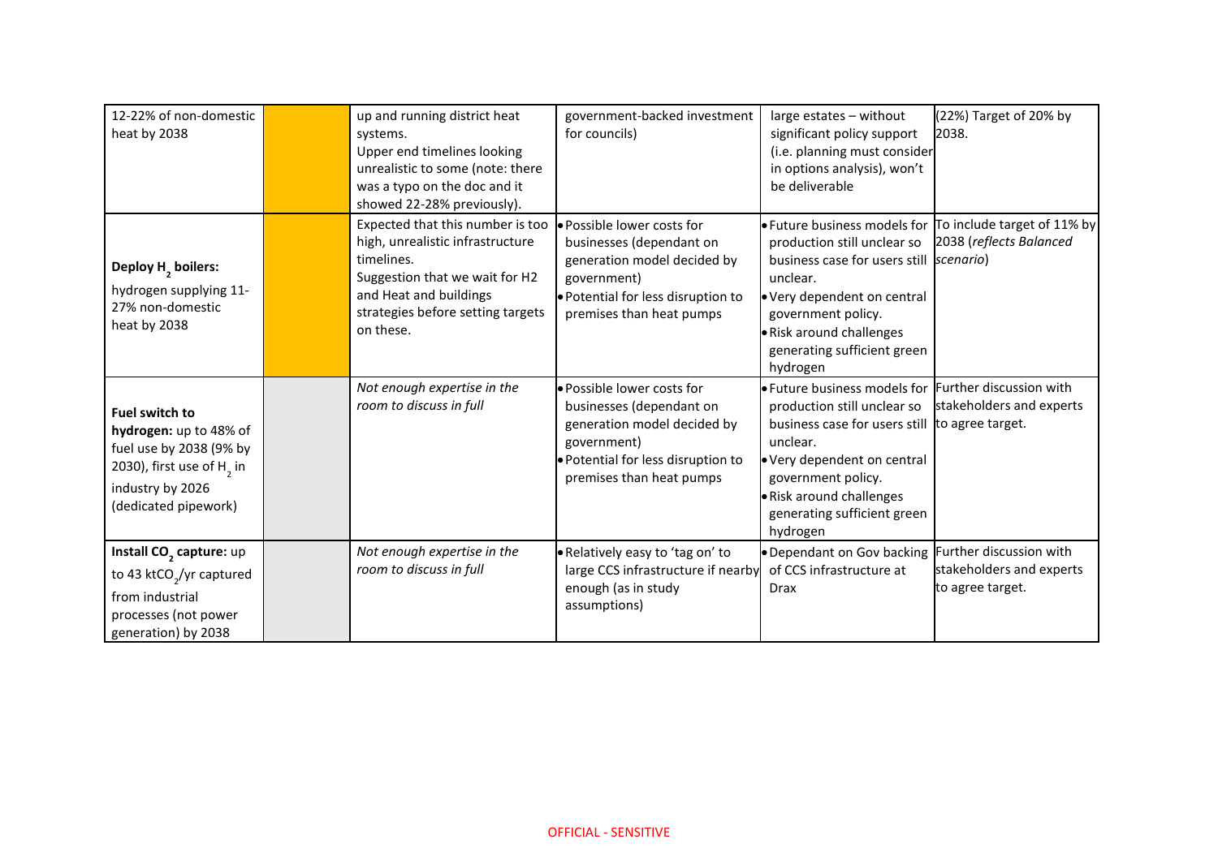| | | | | | |
|---|---|---|---|---|---|
| 12-22% of non-domestic heat by 2038 | | up and running district heat systems.<br>Upper end timelines looking unrealistic to some (note: there was a typo on the doc and it showed 22-28% previously). | government-backed investment for councils) | large estates – without significant policy support (i.e. planning must consider in options analysis), won't be deliverable | (22%) Target of 20% by 2038. |
| **Deploy $H_2$ boilers:** hydrogen supplying 11-27% non-domestic heat by 2038 | | Expected that this number is too high, unrealistic infrastructure timelines.<br>Suggestion that we wait for H2 and Heat and buildings strategies before setting targets on these. | • Possible lower costs for businesses (dependant on generation model decided by government)<br>• Potential for less disruption to premises than heat pumps | • Future business models for production still unclear so business case for users still unclear.<br>• Very dependent on central government policy.<br>• Risk around challenges generating sufficient green hydrogen | To include target of 11% by 2038 (*reflects Balanced scenario*) |
| **Fuel switch to hydrogen:** up to 48% of fuel use by 2038 (9% by 2030), first use of $H_2$ in industry by 2026 (dedicated pipework) | | *Not enough expertise in the room to discuss in full* | • Possible lower costs for businesses (dependant on generation model decided by government)<br>• Potential for less disruption to premises than heat pumps | • Future business models for production still unclear so business case for users still unclear.<br>• Very dependent on central government policy.<br>• Risk around challenges generating sufficient green hydrogen | Further discussion with stakeholders and experts to agree target. |
| **Install $CO_2$ capture:** up to 43 kt$CO_2$/yr captured from industrial processes (not power generation) by 2038 | | *Not enough expertise in the room to discuss in full* | • Relatively easy to 'tag on' to large CCS infrastructure if nearby enough (as in study assumptions) | • Dependant on Gov backing of CCS infrastructure at Drax | Further discussion with stakeholders and experts to agree target. |

OFFICIAL - SENSITIVE